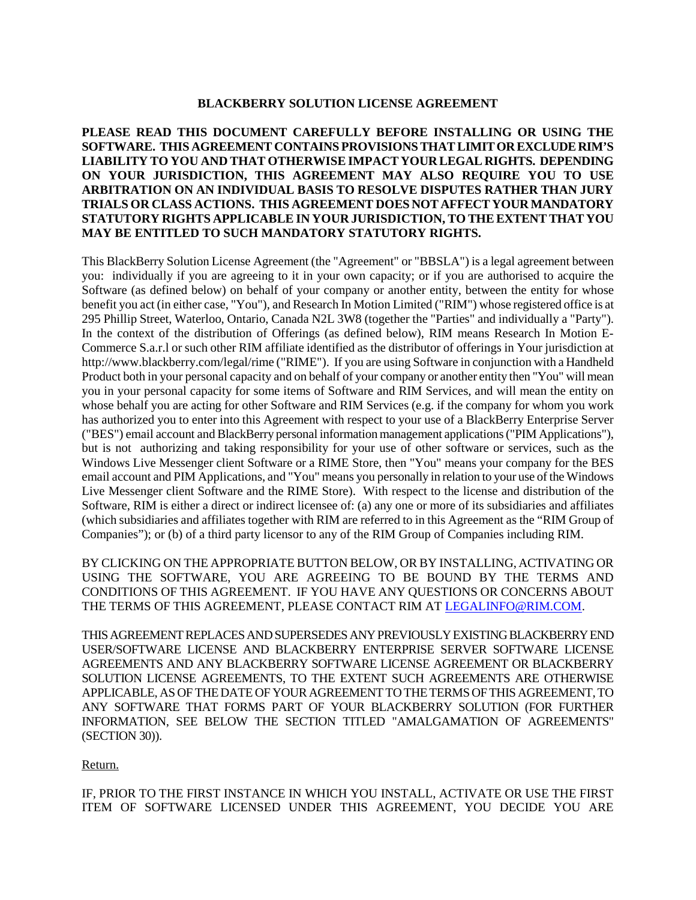# BLACKBERRY SOLUTION LICENSE AGREEMENT

**PLEASE READ THIS DOCUMENT CAREFULLY BEFORE INSTALLING OR USING THE SOFTWARE. THIS AGREEMENT CONTAINS PROVISIONS THAT LIMIT OR EXCLUDE RIM'S LIABILITY TO YOU AND THAT OTHERWISE IMPACT YOUR LEGAL RIGHTS. DEPENDING ON YOUR JURISDICTION, THIS AGREEMENT MAY ALSO REQUIRE YOU TO USE ARBITRATION ON AN INDIVIDUAL BASIS TO RESOLVE DISPUTES RATHER THAN JURY TRIALS OR CLASS ACTIONS. THIS AGREEMENT DOES NOT AFFECT YOUR MANDATORY STATUTORY RIGHTS APPLICABLE IN YOUR JURISDICTION, TO THE EXTENT THAT YOU MAY BE ENTITLED TO SUCH MANDATORY STATUTORY RIGHTS.**

This BlackBerry Solution License Agreement (the "Agreement" or "BBSLA") is a legal agreement between you: individually if you are agreeing to it in your own capacity; or if you are authorised to acquire the Software (as defined below) on behalf of your company or another entity, between the entity for whose benefit you act (in either case, "You"), and Research In Motion Limited ("RIM") whose registered office is at 295 Phillip Street, Waterloo, Ontario, Canada N2L 3W8 (together the "Parties" and individually a "Party"). In the context of the distribution of Offerings (as defined below), RIM means Research In Motion E-Commerce S.a.r.l or such other RIM affiliate identified as the distributor of offerings in Your jurisdiction at http://www.blackberry.com/legal/rime ("RIME"). If you are using Software in conjunction with a Handheld Product both in your personal capacity and on behalf of your company or another entity then "You" will mean you in your personal capacity for some items of Software and RIM Services, and will mean the entity on whose behalf you are acting for other Software and RIM Services (e.g. if the company for whom you work has authorized you to enter into this Agreement with respect to your use of a BlackBerry Enterprise Server ("BES") email account and BlackBerry personal information management applications ("PIM Applications"), but is not authorizing and taking responsibility for your use of other software or services, such as the Windows Live Messenger client Software or a RIME Store, then "You" means your company for the BES email account and PIM Applications, and "You" means you personally in relation to your use of the Windows Live Messenger client Software and the RIME Store). With respect to the license and distribution of the Software, RIM is either a direct or indirect licensee of: (a) any one or more of its subsidiaries and affiliates (which subsidiaries and affiliates together with RIM are referred to in this Agreement as the "RIM Group of Companies"); or (b) of a third party licensor to any of the RIM Group of Companies including RIM.

BY CLICKING ON THE APPROPRIATE BUTTON BELOW, OR BY INSTALLING, ACTIVATING OR USING THE SOFTWARE, YOU ARE AGREEING TO BE BOUND BY THE TERMS AND CONDITIONS OF THIS AGREEMENT. IF YOU HAVE ANY QUESTIONS OR CONCERNS ABOUT THE TERMS OF THIS AGREEMENT, PLEASE CONTACT RIM AT LEGALINFO@RIM.COM.

THIS AGREEMENT REPLACES AND SUPERSEDES ANY PREVIOUSLY EXISTING BLACKBERRY END USER/SOFTWARE LICENSE AND BLACKBERRY ENTERPRISE SERVER SOFTWARE LICENSE AGREEMENTS AND ANY BLACKBERRY SOFTWARE LICENSE AGREEMENT OR BLACKBERRY SOLUTION LICENSE AGREEMENTS, TO THE EXTENT SUCH AGREEMENTS ARE OTHERWISE APPLICABLE, AS OF THE DATE OF YOUR AGREEMENT TO THE TERMS OF THIS AGREEMENT, TO ANY SOFTWARE THAT FORMS PART OF YOUR BLACKBERRY SOLUTION (FOR FURTHER INFORMATION, SEE BELOW THE SECTION TITLED "AMALGAMATION OF AGREEMENTS" (SECTION 30)).

Return.

IF, PRIOR TO THE FIRST INSTANCE IN WHICH YOU INSTALL, ACTIVATE OR USE THE FIRST ITEM OF SOFTWARE LICENSED UNDER THIS AGREEMENT, YOU DECIDE YOU ARE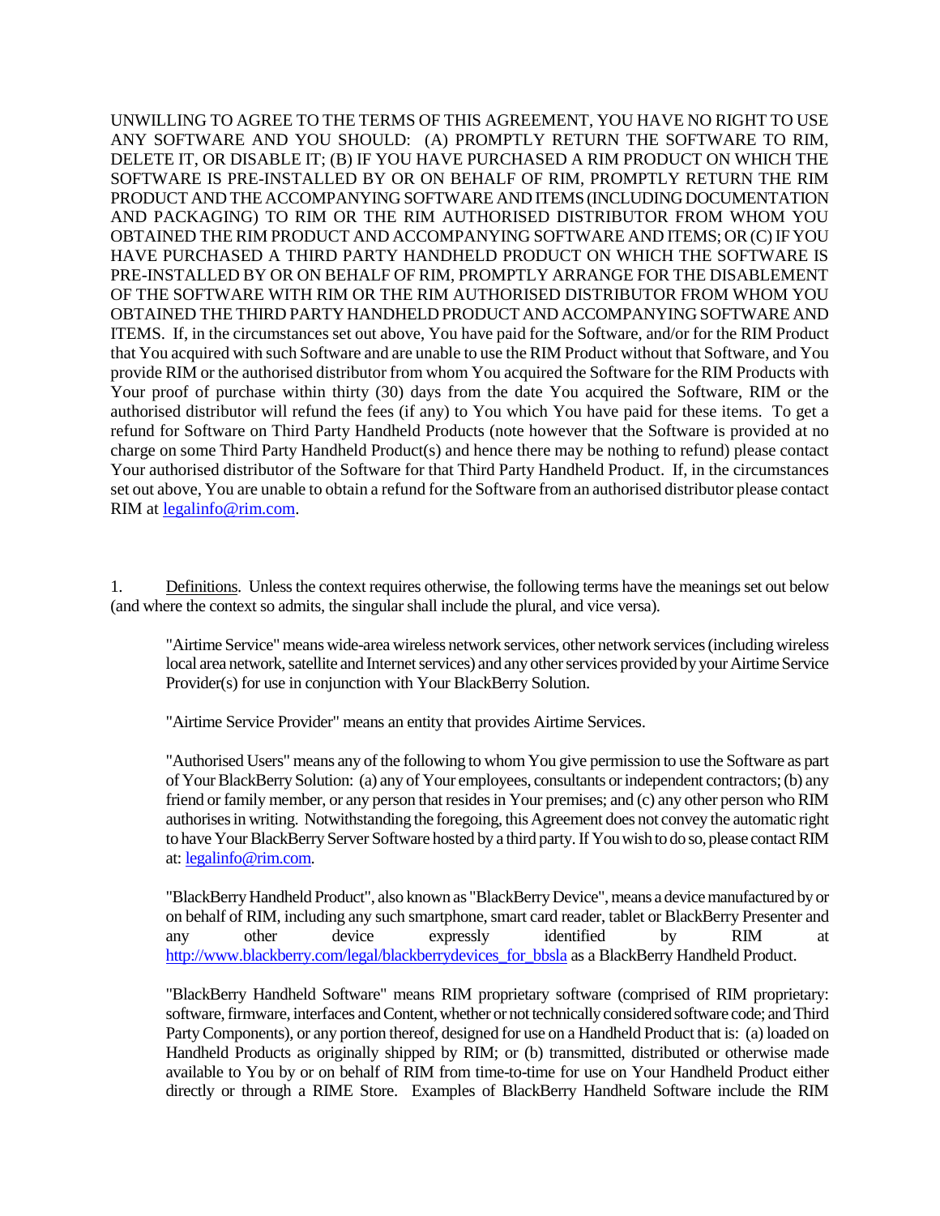UNWILLING TO AGREE TO THE TERMS OF THIS AGREEMENT, YOU HAVE NO RIGHT TO USE ANY SOFTWARE AND YOU SHOULD: (A) PROMPTLY RETURN THE SOFTWARE TO RIM, DELETE IT, OR DISABLE IT; (B) IF YOU HAVE PURCHASED A RIM PRODUCT ON WHICH THE SOFTWARE IS PRE-INSTALLED BY OR ON BEHALF OF RIM, PROMPTLY RETURN THE RIM PRODUCT AND THE ACCOMPANYING SOFTWARE AND ITEMS (INCLUDING DOCUMENTATION AND PACKAGING) TO RIM OR THE RIM AUTHORISED DISTRIBUTOR FROM WHOM YOU OBTAINED THE RIM PRODUCT AND ACCOMPANYING SOFTWARE AND ITEMS; OR (C) IF YOU HAVE PURCHASED A THIRD PARTY HANDHELD PRODUCT ON WHICH THE SOFTWARE IS PRE-INSTALLED BY OR ON BEHALF OF RIM, PROMPTLY ARRANGE FOR THE DISABLEMENT OF THE SOFTWARE WITH RIM OR THE RIM AUTHORISED DISTRIBUTOR FROM WHOM YOU OBTAINED THE THIRD PARTY HANDHELD PRODUCT AND ACCOMPANYING SOFTWARE AND ITEMS. If, in the circumstances set out above, You have paid for the Software, and/or for the RIM Product that You acquired with such Software and are unable to use the RIM Product without that Software, and You provide RIM or the authorised distributor from whom You acquired the Software for the RIM Products with Your proof of purchase within thirty (30) days from the date You acquired the Software, RIM or the authorised distributor will refund the fees (if any) to You which You have paid for these items. To get a refund for Software on Third Party Handheld Products (note however that the Software is provided at no charge on some Third Party Handheld Product(s) and hence there may be nothing to refund) please contact Your authorised distributor of the Software for that Third Party Handheld Product. If, in the circumstances set out above, You are unable to obtain a refund for the Software from an authorised distributor please contact RIM at legalinfo@rim.com.

1. Definitions. Unless the context requires otherwise, the following terms have the meanings set out below (and where the context so admits, the singular shall include the plural, and vice versa).

"Airtime Service" means wide-area wireless network services, other network services (including wireless local area network, satellite and Internet services) and any other services provided by your Airtime Service Provider(s) for use in conjunction with Your BlackBerry Solution.

"Airtime Service Provider" means an entity that provides Airtime Services.

"Authorised Users" means any of the following to whom You give permission to use the Software as part of Your BlackBerry Solution: (a) any of Your employees, consultants or independent contractors; (b) any friend or family member, or any person that resides in Your premises; and (c) any other person who RIM authorises in writing. Notwithstanding the foregoing, this Agreement does not convey the automatic right to have Your BlackBerry Server Software hosted by a third party. If You wish to do so, please contact RIM at: legalinfo@rim.com.

"BlackBerry Handheld Product", also known as "BlackBerry Device", means a device manufactured by or on behalf of RIM, including any such smartphone, smart card reader, tablet or BlackBerry Presenter and any other device expressly identified by RIM at http://www.blackberry.com/legal/blackberrydevices_for_bbsla as a BlackBerry Handheld Product.

"BlackBerry Handheld Software" means RIM proprietary software (comprised of RIM proprietary: software, firmware, interfaces and Content, whether or not technically considered software code; and Third Party Components), or any portion thereof, designed for use on a Handheld Product that is: (a) loaded on Handheld Products as originally shipped by RIM; or (b) transmitted, distributed or otherwise made available to You by or on behalf of RIM from time-to-time for use on Your Handheld Product either directly or through a RIME Store. Examples of BlackBerry Handheld Software include the RIM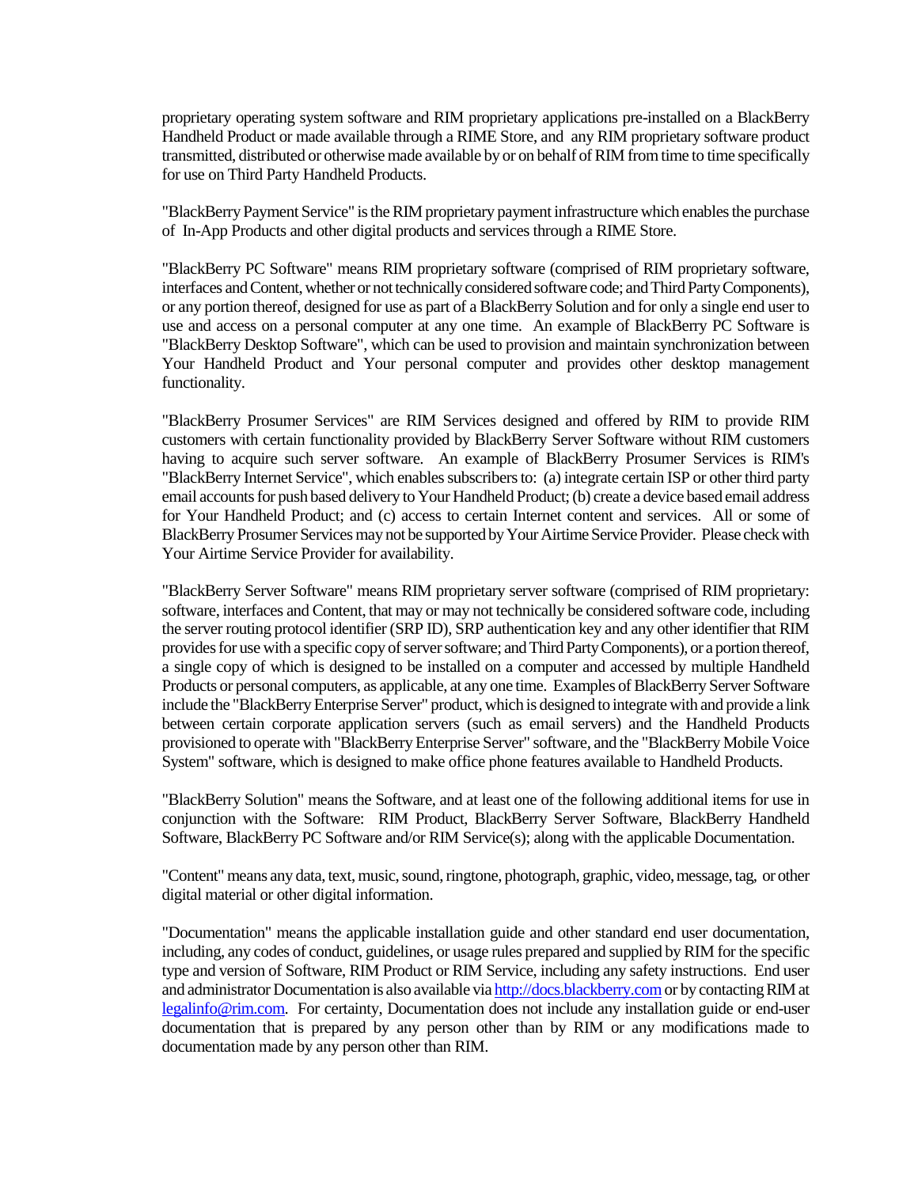proprietary operating system software and RIM proprietary applications pre-installed on a BlackBerry Handheld Product or made available through a RIME Store, and any RIM proprietary software product transmitted, distributed or otherwise made available by or on behalf of RIM from time to time specifically for use on Third Party Handheld Products.

"BlackBerry Payment Service" is the RIM proprietary payment infrastructure which enables the purchase of In-App Products and other digital products and services through a RIME Store.

"BlackBerry PC Software" means RIM proprietary software (comprised of RIM proprietary software, interfaces and Content, whether or not technically considered software code; and Third Party Components), or any portion thereof, designed for use as part of a BlackBerry Solution and for only a single end user to use and access on a personal computer at any one time. An example of BlackBerry PC Software is "BlackBerry Desktop Software", which can be used to provision and maintain synchronization between Your Handheld Product and Your personal computer and provides other desktop management functionality.

"BlackBerry Prosumer Services" are RIM Services designed and offered by RIM to provide RIM customers with certain functionality provided by BlackBerry Server Software without RIM customers having to acquire such server software. An example of BlackBerry Prosumer Services is RIM's "BlackBerry Internet Service", which enables subscribers to: (a) integrate certain ISP or other third party email accounts for push based delivery to Your Handheld Product; (b) create a device based email address for Your Handheld Product; and (c) access to certain Internet content and services. All or some of BlackBerry Prosumer Services may not be supported by Your Airtime Service Provider. Please check with Your Airtime Service Provider for availability.

"BlackBerry Server Software" means RIM proprietary server software (comprised of RIM proprietary: software, interfaces and Content, that may or may not technically be considered software code, including the server routing protocol identifier (SRP ID), SRP authentication key and any other identifier that RIM provides for use with a specific copy of server software; and Third Party Components), or a portion thereof, a single copy of which is designed to be installed on a computer and accessed by multiple Handheld Products or personal computers, as applicable, at any one time. Examples of BlackBerry Server Software include the "BlackBerry Enterprise Server" product, which is designed to integrate with and provide a link between certain corporate application servers (such as email servers) and the Handheld Products provisioned to operate with "BlackBerry Enterprise Server" software, and the "BlackBerry Mobile Voice System" software, which is designed to make office phone features available to Handheld Products.

"BlackBerry Solution" means the Software, and at least one of the following additional items for use in conjunction with the Software: RIM Product, BlackBerry Server Software, BlackBerry Handheld Software, BlackBerry PC Software and/or RIM Service(s); along with the applicable Documentation.

"Content" means any data, text, music, sound, ringtone, photograph, graphic, video, message, tag, or other digital material or other digital information.

"Documentation" means the applicable installation guide and other standard end user documentation, including, any codes of conduct, guidelines, or usage rules prepared and supplied by RIM for the specific type and version of Software, RIM Product or RIM Service, including any safety instructions. End user and administrator Documentation is also available via http://docs.blackberry.com or by contacting RIM at legalinfo@rim.com. For certainty, Documentation does not include any installation guide or end-user documentation that is prepared by any person other than by RIM or any modifications made to documentation made by any person other than RIM.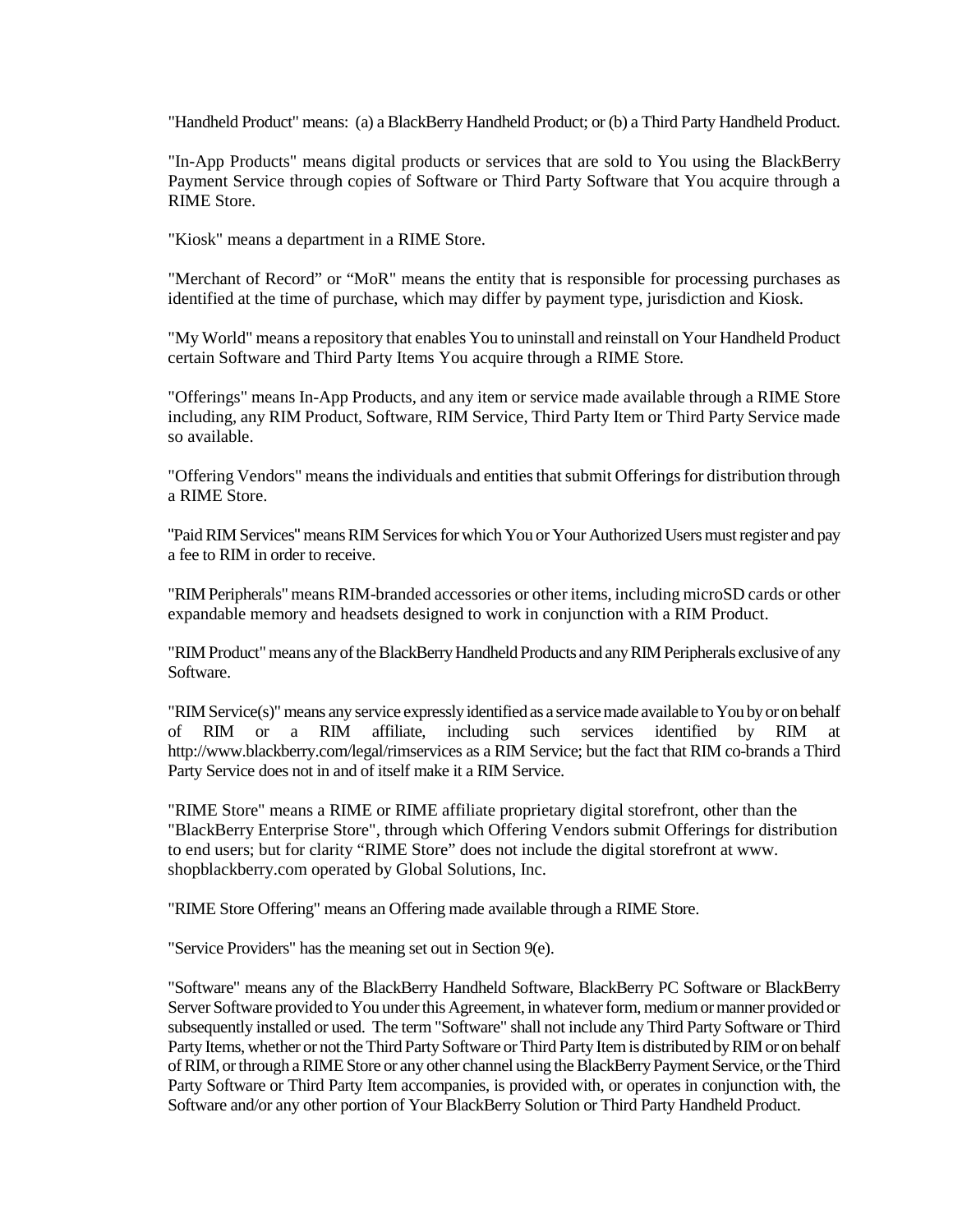"Handheld Product" means: (a) a BlackBerry Handheld Product; or (b) a Third Party Handheld Product.

"In-App Products" means digital products or services that are sold to You using the BlackBerry Payment Service through copies of Software or Third Party Software that You acquire through a RIME Store.

"Kiosk" means a department in a RIME Store.

"Merchant of Record" or "MoR" means the entity that is responsible for processing purchases as identified at the time of purchase, which may differ by payment type, jurisdiction and Kiosk.

"My World" means a repository that enables You to uninstall and reinstall on Your Handheld Product certain Software and Third Party Items You acquire through a RIME Store.

"Offerings" means In-App Products, and any item or service made available through a RIME Store including, any RIM Product, Software, RIM Service, Third Party Item or Third Party Service made so available.

"Offering Vendors" means the individuals and entities that submit Offerings for distribution through a RIME Store.

"Paid RIM Services" means RIM Services for which You or Your Authorized Users must register and pay a fee to RIM in order to receive.

"RIM Peripherals" means RIM-branded accessories or other items, including microSD cards or other expandable memory and headsets designed to work in conjunction with a RIM Product.

"RIM Product" means any of the BlackBerry Handheld Products and any RIM Peripherals exclusive of any Software.

"RIM Service(s)" means any service expressly identified as a service made available to You by or on behalf of RIM or a RIM affiliate, including such services identified by RIM at http://www.blackberry.com/legal/rimservices as a RIM Service; but the fact that RIM co-brands a Third Party Service does not in and of itself make it a RIM Service.

"RIME Store" means a RIME or RIME affiliate proprietary digital storefront, other than the "BlackBerry Enterprise Store", through which Offering Vendors submit Offerings for distribution to end users; but for clarity "RIME Store" does not include the digital storefront at www. shopblackberry.com operated by Global Solutions, Inc.

"RIME Store Offering" means an Offering made available through a RIME Store.

"Service Providers" has the meaning set out in Section 9(e).

"Software" means any of the BlackBerry Handheld Software, BlackBerry PC Software or BlackBerry Server Software provided to You under this Agreement, in whatever form, medium or manner provided or subsequently installed or used. The term "Software" shall not include any Third Party Software or Third Party Items, whether or not the Third Party Software or Third Party Item is distributed by RIM or on behalf of RIM, or through a RIME Store or any other channel using the BlackBerry Payment Service, or the Third Party Software or Third Party Item accompanies, is provided with, or operates in conjunction with, the Software and/or any other portion of Your BlackBerry Solution or Third Party Handheld Product.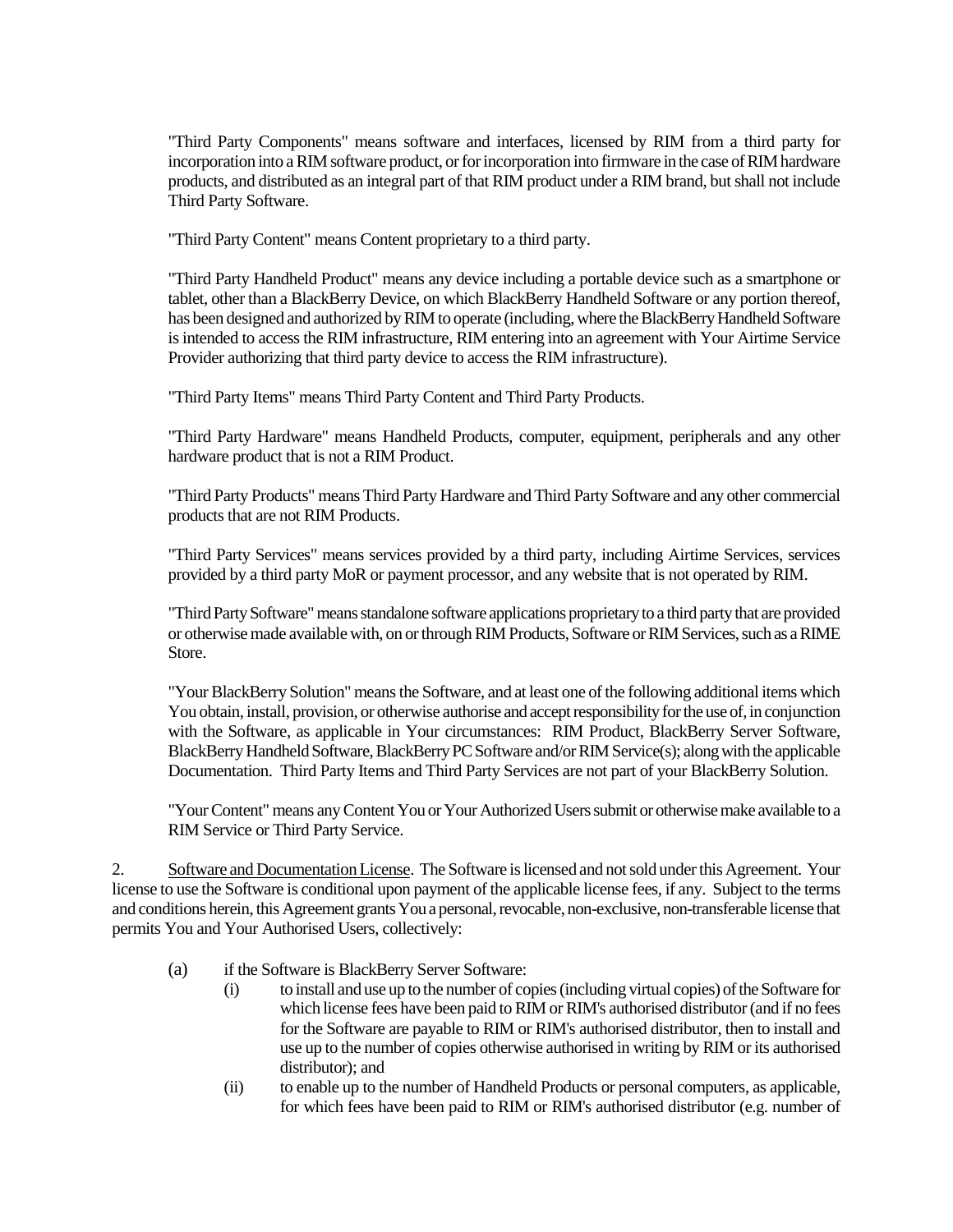"Third Party Components" means software and interfaces, licensed by RIM from a third party for incorporation into a RIM software product, or for incorporation into firmware in the case of RIM hardware products, and distributed as an integral part of that RIM product under a RIM brand, but shall not include Third Party Software.

"Third Party Content" means Content proprietary to a third party.

"Third Party Handheld Product" means any device including a portable device such as a smartphone or tablet, other than a BlackBerry Device, on which BlackBerry Handheld Software or any portion thereof, has been designed and authorized by RIM to operate (including, where the BlackBerry Handheld Software is intended to access the RIM infrastructure, RIM entering into an agreement with Your Airtime Service Provider authorizing that third party device to access the RIM infrastructure).

"Third Party Items" means Third Party Content and Third Party Products.

"Third Party Hardware" means Handheld Products, computer, equipment, peripherals and any other hardware product that is not a RIM Product.

"Third Party Products" means Third Party Hardware and Third Party Software and any other commercial products that are not RIM Products.

"Third Party Services" means services provided by a third party, including Airtime Services, services provided by a third party MoR or payment processor, and any website that is not operated by RIM.

"Third Party Software" means standalone software applications proprietary to a third party that are provided or otherwise made available with, on or through RIM Products, Software or RIM Services, such as a RIME Store.

"Your BlackBerry Solution" means the Software, and at least one of the following additional items which You obtain, install, provision, or otherwise authorise and accept responsibility for the use of, in conjunction with the Software, as applicable in Your circumstances: RIM Product, BlackBerry Server Software, BlackBerry Handheld Software, BlackBerry PC Software and/or RIM Service(s); along with the applicable Documentation. Third Party Items and Third Party Services are not part of your BlackBerry Solution.

"Your Content" means any Content You or Your Authorized Users submit or otherwise make available to a RIM Service or Third Party Service.

2. Software and Documentation License. The Software is licensed and not sold under this Agreement. Your license to use the Software is conditional upon payment of the applicable license fees, if any. Subject to the terms and conditions herein, this Agreement grants You a personal, revocable, non-exclusive, non-transferable license that permits You and Your Authorised Users, collectively:

(a) if the Software is BlackBerry Server Software:

(i) to install and use up to the number of copies (including virtual copies) of the Software for which license fees have been paid to RIM or RIM's authorised distributor (and if no fees for the Software are payable to RIM or RIM's authorised distributor, then to install and use up to the number of copies otherwise authorised in writing by RIM or its authorised distributor); and

(ii) to enable up to the number of Handheld Products or personal computers, as applicable, for which fees have been paid to RIM or RIM's authorised distributor (e.g. number of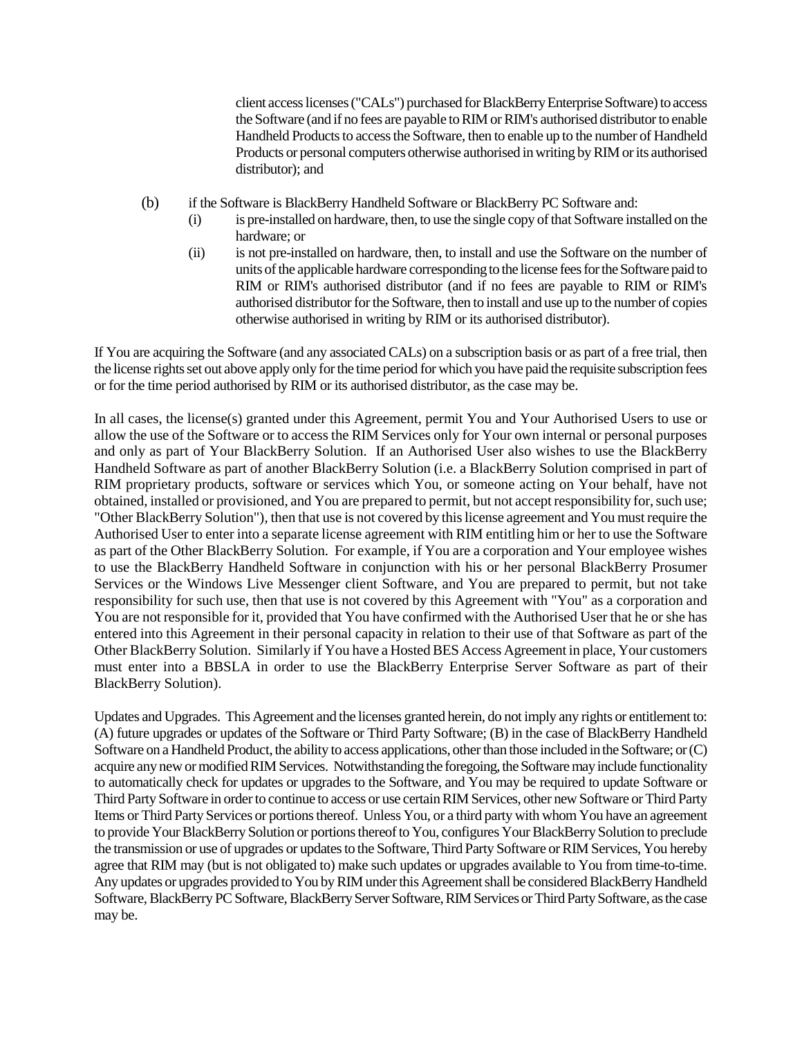client access licenses ("CALs") purchased for BlackBerry Enterprise Software) to access the Software (and if no fees are payable to RIM or RIM's authorised distributor to enable Handheld Products to access the Software, then to enable up to the number of Handheld Products or personal computers otherwise authorised in writing by RIM or its authorised distributor); and

(b) if the Software is BlackBerry Handheld Software or BlackBerry PC Software and:

(i) is pre-installed on hardware, then, to use the single copy of that Software installed on the hardware; or

(ii) is not pre-installed on hardware, then, to install and use the Software on the number of units of the applicable hardware corresponding to the license fees for the Software paid to RIM or RIM's authorised distributor (and if no fees are payable to RIM or RIM's authorised distributor for the Software, then to install and use up to the number of copies otherwise authorised in writing by RIM or its authorised distributor).

If You are acquiring the Software (and any associated CALs) on a subscription basis or as part of a free trial, then the license rights set out above apply only for the time period for which you have paid the requisite subscription fees or for the time period authorised by RIM or its authorised distributor, as the case may be.

In all cases, the license(s) granted under this Agreement, permit You and Your Authorised Users to use or allow the use of the Software or to access the RIM Services only for Your own internal or personal purposes and only as part of Your BlackBerry Solution. If an Authorised User also wishes to use the BlackBerry Handheld Software as part of another BlackBerry Solution (i.e. a BlackBerry Solution comprised in part of RIM proprietary products, software or services which You, or someone acting on Your behalf, have not obtained, installed or provisioned, and You are prepared to permit, but not accept responsibility for, such use; "Other BlackBerry Solution"), then that use is not covered by this license agreement and You must require the Authorised User to enter into a separate license agreement with RIM entitling him or her to use the Software as part of the Other BlackBerry Solution. For example, if You are a corporation and Your employee wishes to use the BlackBerry Handheld Software in conjunction with his or her personal BlackBerry Prosumer Services or the Windows Live Messenger client Software, and You are prepared to permit, but not take responsibility for such use, then that use is not covered by this Agreement with "You" as a corporation and You are not responsible for it, provided that You have confirmed with the Authorised User that he or she has entered into this Agreement in their personal capacity in relation to their use of that Software as part of the Other BlackBerry Solution. Similarly if You have a Hosted BES Access Agreement in place, Your customers must enter into a BBSLA in order to use the BlackBerry Enterprise Server Software as part of their BlackBerry Solution).

Updates and Upgrades. This Agreement and the licenses granted herein, do not imply any rights or entitlement to: (A) future upgrades or updates of the Software or Third Party Software; (B) in the case of BlackBerry Handheld Software on a Handheld Product, the ability to access applications, other than those included in the Software; or (C) acquire any new or modified RIM Services. Notwithstanding the foregoing, the Software may include functionality to automatically check for updates or upgrades to the Software, and You may be required to update Software or Third Party Software in order to continue to access or use certain RIM Services, other new Software or Third Party Items or Third Party Services or portions thereof. Unless You, or a third party with whom You have an agreement to provide Your BlackBerry Solution or portions thereof to You, configures Your BlackBerry Solution to preclude the transmission or use of upgrades or updates to the Software, Third Party Software or RIM Services, You hereby agree that RIM may (but is not obligated to) make such updates or upgrades available to You from time-to-time. Any updates or upgrades provided to You by RIM under this Agreement shall be considered BlackBerry Handheld Software, BlackBerry PC Software, BlackBerry Server Software, RIM Services or Third Party Software, as the case may be.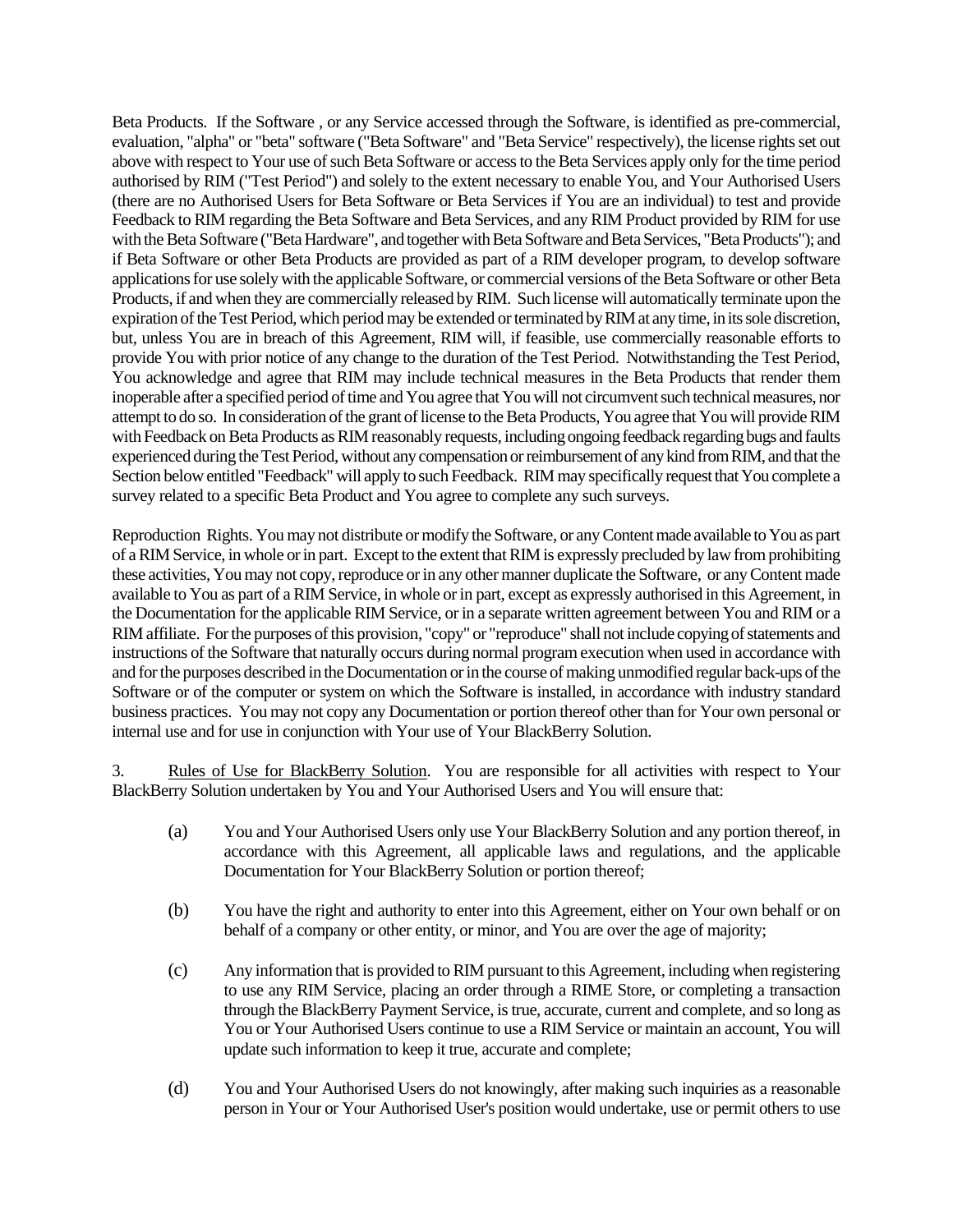Beta Products. If the Software , or any Service accessed through the Software, is identified as pre-commercial, evaluation, "alpha" or "beta" software ("Beta Software" and "Beta Service" respectively), the license rights set out above with respect to Your use of such Beta Software or access to the Beta Services apply only for the time period authorised by RIM ("Test Period") and solely to the extent necessary to enable You, and Your Authorised Users (there are no Authorised Users for Beta Software or Beta Services if You are an individual) to test and provide Feedback to RIM regarding the Beta Software and Beta Services, and any RIM Product provided by RIM for use with the Beta Software ("Beta Hardware", and together with Beta Software and Beta Services, "Beta Products"); and if Beta Software or other Beta Products are provided as part of a RIM developer program, to develop software applications for use solely with the applicable Software, or commercial versions of the Beta Software or other Beta Products, if and when they are commercially released by RIM. Such license will automatically terminate upon the expiration of the Test Period, which period may be extended or terminated by RIM at any time, in its sole discretion, but, unless You are in breach of this Agreement, RIM will, if feasible, use commercially reasonable efforts to provide You with prior notice of any change to the duration of the Test Period. Notwithstanding the Test Period, You acknowledge and agree that RIM may include technical measures in the Beta Products that render them inoperable after a specified period of time and You agree that You will not circumvent such technical measures, nor attempt to do so. In consideration of the grant of license to the Beta Products, You agree that You will provide RIM with Feedback on Beta Products as RIM reasonably requests, including ongoing feedback regarding bugs and faults experienced during the Test Period, without any compensation or reimbursement of any kind from RIM, and that the Section below entitled "Feedback" will apply to such Feedback. RIM may specifically request that You complete a survey related to a specific Beta Product and You agree to complete any such surveys.

Reproduction Rights. You may not distribute or modify the Software, or any Content made available to You as part of a RIM Service, in whole or in part. Except to the extent that RIM is expressly precluded by law from prohibiting these activities, You may not copy, reproduce or in any other manner duplicate the Software, or any Content made available to You as part of a RIM Service, in whole or in part, except as expressly authorised in this Agreement, in the Documentation for the applicable RIM Service, or in a separate written agreement between You and RIM or a RIM affiliate. For the purposes of this provision, "copy" or "reproduce" shall not include copying of statements and instructions of the Software that naturally occurs during normal program execution when used in accordance with and for the purposes described in the Documentation or in the course of making unmodified regular back-ups of the Software or of the computer or system on which the Software is installed, in accordance with industry standard business practices. You may not copy any Documentation or portion thereof other than for Your own personal or internal use and for use in conjunction with Your use of Your BlackBerry Solution.

3. Rules of Use for BlackBerry Solution. You are responsible for all activities with respect to Your BlackBerry Solution undertaken by You and Your Authorised Users and You will ensure that:

(a) You and Your Authorised Users only use Your BlackBerry Solution and any portion thereof, in accordance with this Agreement, all applicable laws and regulations, and the applicable Documentation for Your BlackBerry Solution or portion thereof;

(b) You have the right and authority to enter into this Agreement, either on Your own behalf or on behalf of a company or other entity, or minor, and You are over the age of majority;

(c) Any information that is provided to RIM pursuant to this Agreement, including when registering to use any RIM Service, placing an order through a RIME Store, or completing a transaction through the BlackBerry Payment Service, is true, accurate, current and complete, and so long as You or Your Authorised Users continue to use a RIM Service or maintain an account, You will update such information to keep it true, accurate and complete;

(d) You and Your Authorised Users do not knowingly, after making such inquiries as a reasonable person in Your or Your Authorised User's position would undertake, use or permit others to use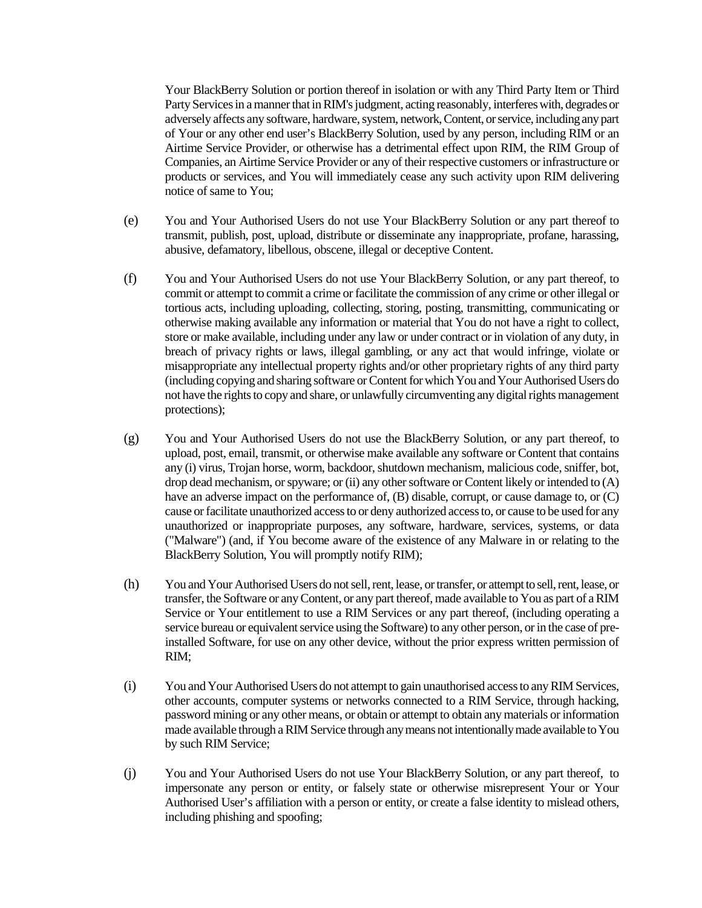Your BlackBerry Solution or portion thereof in isolation or with any Third Party Item or Third Party Services in a manner that in RIM's judgment, acting reasonably, interferes with, degrades or adversely affects any software, hardware, system, network, Content, or service, including any part of Your or any other end user's BlackBerry Solution, used by any person, including RIM or an Airtime Service Provider, or otherwise has a detrimental effect upon RIM, the RIM Group of Companies, an Airtime Service Provider or any of their respective customers or infrastructure or products or services, and You will immediately cease any such activity upon RIM delivering notice of same to You;

(e) You and Your Authorised Users do not use Your BlackBerry Solution or any part thereof to transmit, publish, post, upload, distribute or disseminate any inappropriate, profane, harassing, abusive, defamatory, libellous, obscene, illegal or deceptive Content.

(f) You and Your Authorised Users do not use Your BlackBerry Solution, or any part thereof, to commit or attempt to commit a crime or facilitate the commission of any crime or other illegal or tortious acts, including uploading, collecting, storing, posting, transmitting, communicating or otherwise making available any information or material that You do not have a right to collect, store or make available, including under any law or under contract or in violation of any duty, in breach of privacy rights or laws, illegal gambling, or any act that would infringe, violate or misappropriate any intellectual property rights and/or other proprietary rights of any third party (including copying and sharing software or Content for which You and Your Authorised Users do not have the rights to copy and share, or unlawfully circumventing any digital rights management protections);

(g) You and Your Authorised Users do not use the BlackBerry Solution, or any part thereof, to upload, post, email, transmit, or otherwise make available any software or Content that contains any (i) virus, Trojan horse, worm, backdoor, shutdown mechanism, malicious code, sniffer, bot, drop dead mechanism, or spyware; or (ii) any other software or Content likely or intended to (A) have an adverse impact on the performance of, (B) disable, corrupt, or cause damage to, or (C) cause or facilitate unauthorized access to or deny authorized access to, or cause to be used for any unauthorized or inappropriate purposes, any software, hardware, services, systems, or data ("Malware") (and, if You become aware of the existence of any Malware in or relating to the BlackBerry Solution, You will promptly notify RIM);

(h) You and Your Authorised Users do not sell, rent, lease, or transfer, or attempt to sell, rent, lease, or transfer, the Software or any Content, or any part thereof, made available to You as part of a RIM Service or Your entitlement to use a RIM Services or any part thereof, (including operating a service bureau or equivalent service using the Software) to any other person, or in the case of pre-installed Software, for use on any other device, without the prior express written permission of RIM;

(i) You and Your Authorised Users do not attempt to gain unauthorised access to any RIM Services, other accounts, computer systems or networks connected to a RIM Service, through hacking, password mining or any other means, or obtain or attempt to obtain any materials or information made available through a RIM Service through any means not intentionally made available to You by such RIM Service;

(j) You and Your Authorised Users do not use Your BlackBerry Solution, or any part thereof, to impersonate any person or entity, or falsely state or otherwise misrepresent Your or Your Authorised User's affiliation with a person or entity, or create a false identity to mislead others, including phishing and spoofing;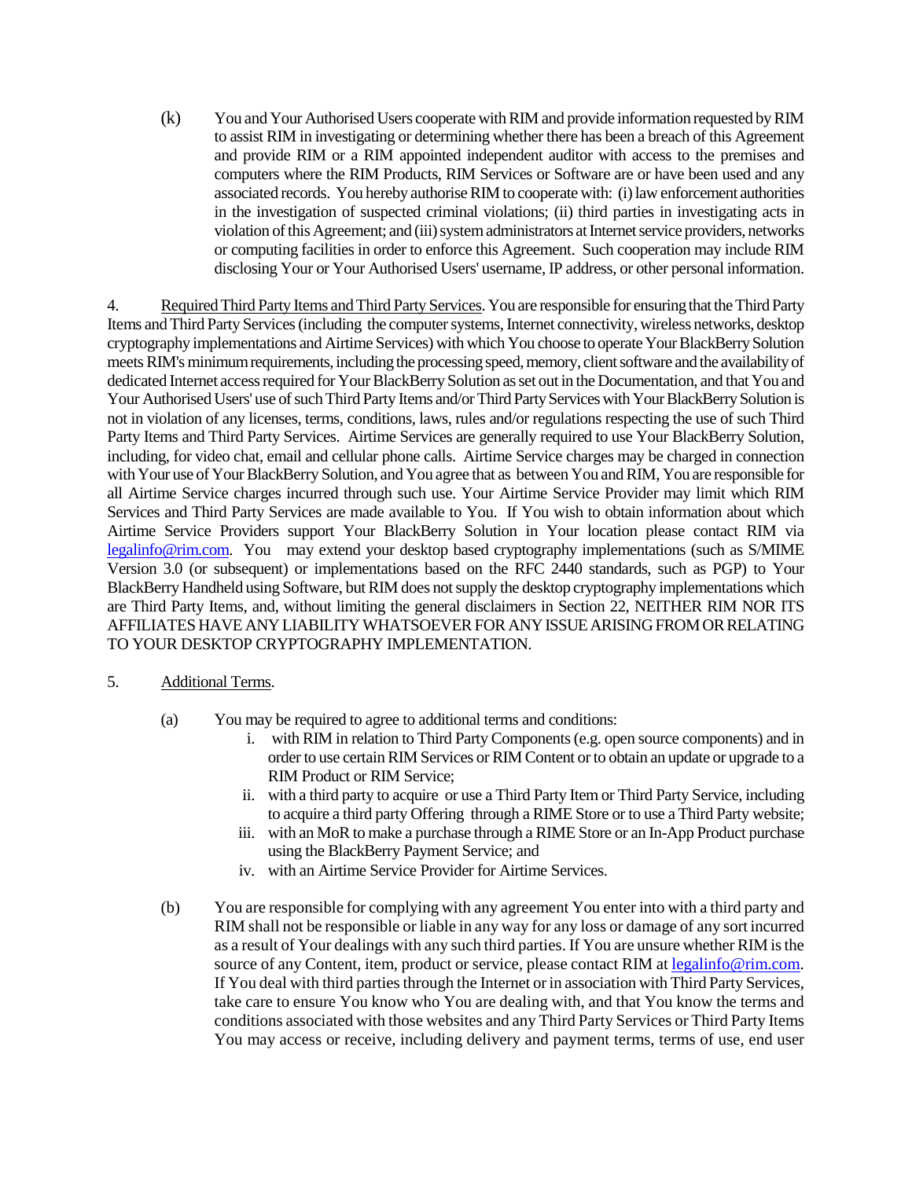(k) You and Your Authorised Users cooperate with RIM and provide information requested by RIM to assist RIM in investigating or determining whether there has been a breach of this Agreement and provide RIM or a RIM appointed independent auditor with access to the premises and computers where the RIM Products, RIM Services or Software are or have been used and any associated records. You hereby authorise RIM to cooperate with: (i) law enforcement authorities in the investigation of suspected criminal violations; (ii) third parties in investigating acts in violation of this Agreement; and (iii) system administrators at Internet service providers, networks or computing facilities in order to enforce this Agreement. Such cooperation may include RIM disclosing Your or Your Authorised Users' username, IP address, or other personal information.

4. Required Third Party Items and Third Party Services. You are responsible for ensuring that the Third Party Items and Third Party Services (including the computer systems, Internet connectivity, wireless networks, desktop cryptography implementations and Airtime Services) with which You choose to operate Your BlackBerry Solution meets RIM's minimum requirements, including the processing speed, memory, client software and the availability of dedicated Internet access required for Your BlackBerry Solution as set out in the Documentation, and that You and Your Authorised Users' use of such Third Party Items and/or Third Party Services with Your BlackBerry Solution is not in violation of any licenses, terms, conditions, laws, rules and/or regulations respecting the use of such Third Party Items and Third Party Services. Airtime Services are generally required to use Your BlackBerry Solution, including, for video chat, email and cellular phone calls. Airtime Service charges may be charged in connection with Your use of Your BlackBerry Solution, and You agree that as between You and RIM, You are responsible for all Airtime Service charges incurred through such use. Your Airtime Service Provider may limit which RIM Services and Third Party Services are made available to You. If You wish to obtain information about which Airtime Service Providers support Your BlackBerry Solution in Your location please contact RIM via legalinfo@rim.com. You may extend your desktop based cryptography implementations (such as S/MIME Version 3.0 (or subsequent) or implementations based on the RFC 2440 standards, such as PGP) to Your BlackBerry Handheld using Software, but RIM does not supply the desktop cryptography implementations which are Third Party Items, and, without limiting the general disclaimers in Section 22, NEITHER RIM NOR ITS AFFILIATES HAVE ANY LIABILITY WHATSOEVER FOR ANY ISSUE ARISING FROM OR RELATING TO YOUR DESKTOP CRYPTOGRAPHY IMPLEMENTATION.

5. Additional Terms.

(a) You may be required to agree to additional terms and conditions:

i. with RIM in relation to Third Party Components (e.g. open source components) and in order to use certain RIM Services or RIM Content or to obtain an update or upgrade to a RIM Product or RIM Service;

ii. with a third party to acquire or use a Third Party Item or Third Party Service, including to acquire a third party Offering through a RIME Store or to use a Third Party website;

iii. with an MoR to make a purchase through a RIME Store or an In-App Product purchase using the BlackBerry Payment Service; and

iv. with an Airtime Service Provider for Airtime Services.

(b) You are responsible for complying with any agreement You enter into with a third party and RIM shall not be responsible or liable in any way for any loss or damage of any sort incurred as a result of Your dealings with any such third parties. If You are unsure whether RIM is the source of any Content, item, product or service, please contact RIM at legalinfo@rim.com. If You deal with third parties through the Internet or in association with Third Party Services, take care to ensure You know who You are dealing with, and that You know the terms and conditions associated with those websites and any Third Party Services or Third Party Items You may access or receive, including delivery and payment terms, terms of use, end user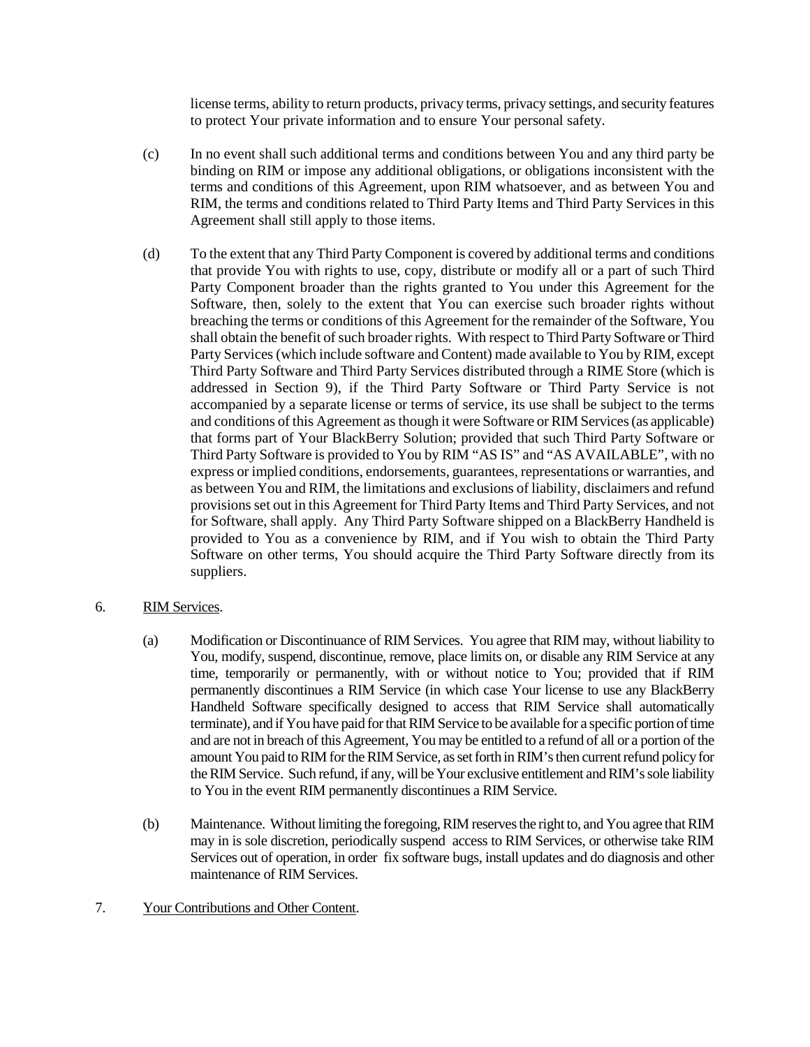license terms, ability to return products, privacy terms, privacy settings, and security features to protect Your private information and to ensure Your personal safety.

(c) In no event shall such additional terms and conditions between You and any third party be binding on RIM or impose any additional obligations, or obligations inconsistent with the terms and conditions of this Agreement, upon RIM whatsoever, and as between You and RIM, the terms and conditions related to Third Party Items and Third Party Services in this Agreement shall still apply to those items.

(d) To the extent that any Third Party Component is covered by additional terms and conditions that provide You with rights to use, copy, distribute or modify all or a part of such Third Party Component broader than the rights granted to You under this Agreement for the Software, then, solely to the extent that You can exercise such broader rights without breaching the terms or conditions of this Agreement for the remainder of the Software, You shall obtain the benefit of such broader rights. With respect to Third Party Software or Third Party Services (which include software and Content) made available to You by RIM, except Third Party Software and Third Party Services distributed through a RIME Store (which is addressed in Section 9), if the Third Party Software or Third Party Service is not accompanied by a separate license or terms of service, its use shall be subject to the terms and conditions of this Agreement as though it were Software or RIM Services (as applicable) that forms part of Your BlackBerry Solution; provided that such Third Party Software or Third Party Software is provided to You by RIM "AS IS" and "AS AVAILABLE", with no express or implied conditions, endorsements, guarantees, representations or warranties, and as between You and RIM, the limitations and exclusions of liability, disclaimers and refund provisions set out in this Agreement for Third Party Items and Third Party Services, and not for Software, shall apply. Any Third Party Software shipped on a BlackBerry Handheld is provided to You as a convenience by RIM, and if You wish to obtain the Third Party Software on other terms, You should acquire the Third Party Software directly from its suppliers.

6. RIM Services.

(a) Modification or Discontinuance of RIM Services. You agree that RIM may, without liability to You, modify, suspend, discontinue, remove, place limits on, or disable any RIM Service at any time, temporarily or permanently, with or without notice to You; provided that if RIM permanently discontinues a RIM Service (in which case Your license to use any BlackBerry Handheld Software specifically designed to access that RIM Service shall automatically terminate), and if You have paid for that RIM Service to be available for a specific portion of time and are not in breach of this Agreement, You may be entitled to a refund of all or a portion of the amount You paid to RIM for the RIM Service, as set forth in RIM's then current refund policy for the RIM Service. Such refund, if any, will be Your exclusive entitlement and RIM's sole liability to You in the event RIM permanently discontinues a RIM Service.

(b) Maintenance. Without limiting the foregoing, RIM reserves the right to, and You agree that RIM may in is sole discretion, periodically suspend access to RIM Services, or otherwise take RIM Services out of operation, in order fix software bugs, install updates and do diagnosis and other maintenance of RIM Services.

7. Your Contributions and Other Content.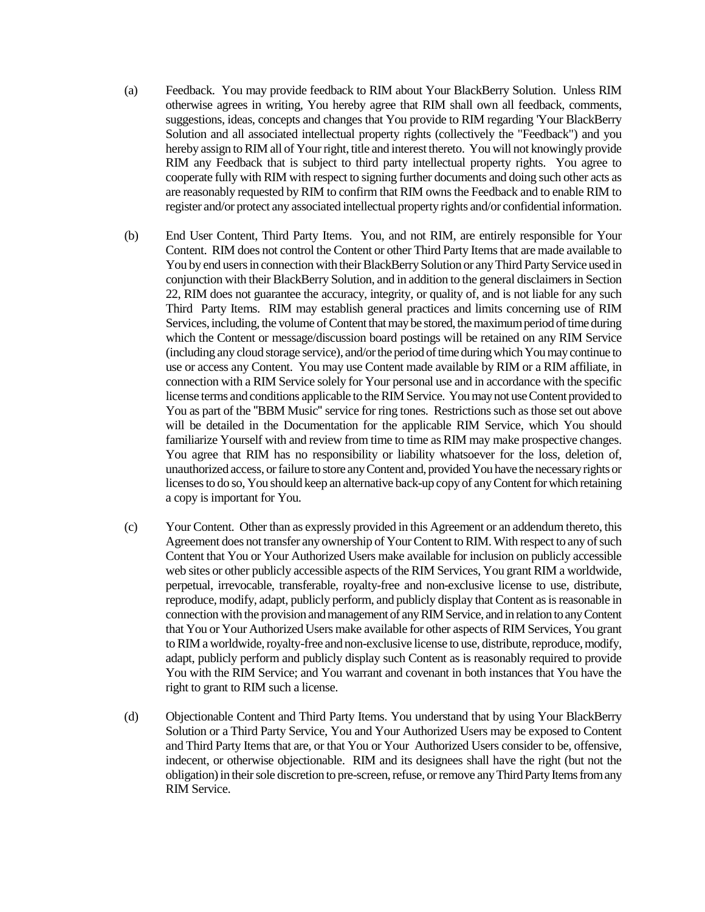(a) Feedback. You may provide feedback to RIM about Your BlackBerry Solution. Unless RIM otherwise agrees in writing, You hereby agree that RIM shall own all feedback, comments, suggestions, ideas, concepts and changes that You provide to RIM regarding 'Your BlackBerry Solution and all associated intellectual property rights (collectively the "Feedback") and you hereby assign to RIM all of Your right, title and interest thereto. You will not knowingly provide RIM any Feedback that is subject to third party intellectual property rights. You agree to cooperate fully with RIM with respect to signing further documents and doing such other acts as are reasonably requested by RIM to confirm that RIM owns the Feedback and to enable RIM to register and/or protect any associated intellectual property rights and/or confidential information.

(b) End User Content, Third Party Items. You, and not RIM, are entirely responsible for Your Content. RIM does not control the Content or other Third Party Items that are made available to You by end users in connection with their BlackBerry Solution or any Third Party Service used in conjunction with their BlackBerry Solution, and in addition to the general disclaimers in Section 22, RIM does not guarantee the accuracy, integrity, or quality of, and is not liable for any such Third Party Items. RIM may establish general practices and limits concerning use of RIM Services, including, the volume of Content that may be stored, the maximum period of time during which the Content or message/discussion board postings will be retained on any RIM Service (including any cloud storage service), and/or the period of time during which You may continue to use or access any Content. You may use Content made available by RIM or a RIM affiliate, in connection with a RIM Service solely for Your personal use and in accordance with the specific license terms and conditions applicable to the RIM Service. You may not use Content provided to You as part of the "BBM Music" service for ring tones. Restrictions such as those set out above will be detailed in the Documentation for the applicable RIM Service, which You should familiarize Yourself with and review from time to time as RIM may make prospective changes. You agree that RIM has no responsibility or liability whatsoever for the loss, deletion of, unauthorized access, or failure to store any Content and, provided You have the necessary rights or licenses to do so, You should keep an alternative back-up copy of any Content for which retaining a copy is important for You.

(c) Your Content. Other than as expressly provided in this Agreement or an addendum thereto, this Agreement does not transfer any ownership of Your Content to RIM. With respect to any of such Content that You or Your Authorized Users make available for inclusion on publicly accessible web sites or other publicly accessible aspects of the RIM Services, You grant RIM a worldwide, perpetual, irrevocable, transferable, royalty-free and non-exclusive license to use, distribute, reproduce, modify, adapt, publicly perform, and publicly display that Content as is reasonable in connection with the provision and management of any RIM Service, and in relation to any Content that You or Your Authorized Users make available for other aspects of RIM Services, You grant to RIM a worldwide, royalty-free and non-exclusive license to use, distribute, reproduce, modify, adapt, publicly perform and publicly display such Content as is reasonably required to provide You with the RIM Service; and You warrant and covenant in both instances that You have the right to grant to RIM such a license.

(d) Objectionable Content and Third Party Items. You understand that by using Your BlackBerry Solution or a Third Party Service, You and Your Authorized Users may be exposed to Content and Third Party Items that are, or that You or Your Authorized Users consider to be, offensive, indecent, or otherwise objectionable. RIM and its designees shall have the right (but not the obligation) in their sole discretion to pre-screen, refuse, or remove any Third Party Items from any RIM Service.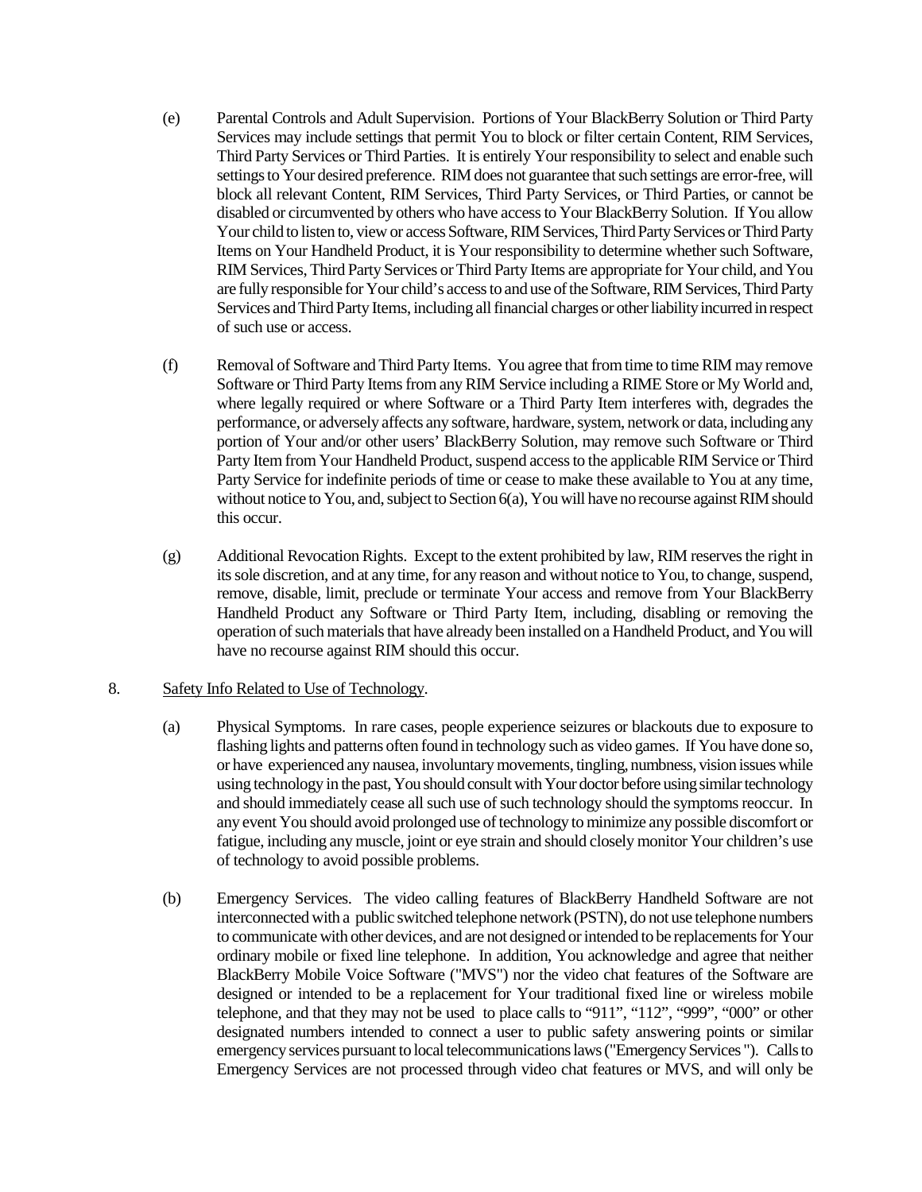(e) Parental Controls and Adult Supervision. Portions of Your BlackBerry Solution or Third Party Services may include settings that permit You to block or filter certain Content, RIM Services, Third Party Services or Third Parties. It is entirely Your responsibility to select and enable such settings to Your desired preference. RIM does not guarantee that such settings are error-free, will block all relevant Content, RIM Services, Third Party Services, or Third Parties, or cannot be disabled or circumvented by others who have access to Your BlackBerry Solution. If You allow Your child to listen to, view or access Software, RIM Services, Third Party Services or Third Party Items on Your Handheld Product, it is Your responsibility to determine whether such Software, RIM Services, Third Party Services or Third Party Items are appropriate for Your child, and You are fully responsible for Your child's access to and use of the Software, RIM Services, Third Party Services and Third Party Items, including all financial charges or other liability incurred in respect of such use or access.

(f) Removal of Software and Third Party Items. You agree that from time to time RIM may remove Software or Third Party Items from any RIM Service including a RIME Store or My World and, where legally required or where Software or a Third Party Item interferes with, degrades the performance, or adversely affects any software, hardware, system, network or data, including any portion of Your and/or other users' BlackBerry Solution, may remove such Software or Third Party Item from Your Handheld Product, suspend access to the applicable RIM Service or Third Party Service for indefinite periods of time or cease to make these available to You at any time, without notice to You, and, subject to Section 6(a), You will have no recourse against RIM should this occur.

(g) Additional Revocation Rights. Except to the extent prohibited by law, RIM reserves the right in its sole discretion, and at any time, for any reason and without notice to You, to change, suspend, remove, disable, limit, preclude or terminate Your access and remove from Your BlackBerry Handheld Product any Software or Third Party Item, including, disabling or removing the operation of such materials that have already been installed on a Handheld Product, and You will have no recourse against RIM should this occur.

8. Safety Info Related to Use of Technology.

(a) Physical Symptoms. In rare cases, people experience seizures or blackouts due to exposure to flashing lights and patterns often found in technology such as video games. If You have done so, or have experienced any nausea, involuntary movements, tingling, numbness, vision issues while using technology in the past, You should consult with Your doctor before using similar technology and should immediately cease all such use of such technology should the symptoms reoccur. In any event You should avoid prolonged use of technology to minimize any possible discomfort or fatigue, including any muscle, joint or eye strain and should closely monitor Your children's use of technology to avoid possible problems.

(b) Emergency Services. The video calling features of BlackBerry Handheld Software are not interconnected with a public switched telephone network (PSTN), do not use telephone numbers to communicate with other devices, and are not designed or intended to be replacements for Your ordinary mobile or fixed line telephone. In addition, You acknowledge and agree that neither BlackBerry Mobile Voice Software ("MVS") nor the video chat features of the Software are designed or intended to be a replacement for Your traditional fixed line or wireless mobile telephone, and that they may not be used to place calls to "911", "112", "999", "000" or other designated numbers intended to connect a user to public safety answering points or similar emergency services pursuant to local telecommunications laws ("Emergency Services"). Calls to Emergency Services are not processed through video chat features or MVS, and will only be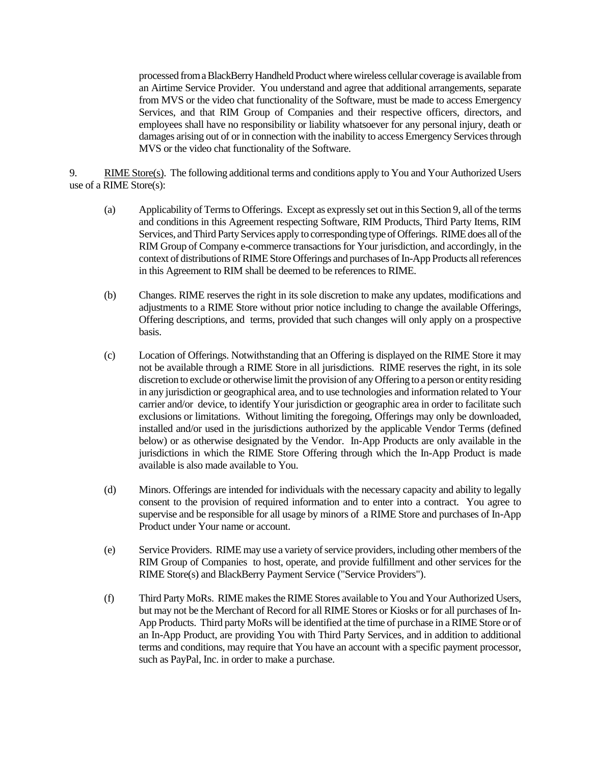processed from a BlackBerry Handheld Product where wireless cellular coverage is available from an Airtime Service Provider. You understand and agree that additional arrangements, separate from MVS or the video chat functionality of the Software, must be made to access Emergency Services, and that RIM Group of Companies and their respective officers, directors, and employees shall have no responsibility or liability whatsoever for any personal injury, death or damages arising out of or in connection with the inability to access Emergency Services through MVS or the video chat functionality of the Software.

9. RIME Store(s). The following additional terms and conditions apply to You and Your Authorized Users use of a RIME Store(s):

(a) Applicability of Terms to Offerings. Except as expressly set out in this Section 9, all of the terms and conditions in this Agreement respecting Software, RIM Products, Third Party Items, RIM Services, and Third Party Services apply to corresponding type of Offerings. RIME does all of the RIM Group of Company e-commerce transactions for Your jurisdiction, and accordingly, in the context of distributions of RIME Store Offerings and purchases of In-App Products all references in this Agreement to RIM shall be deemed to be references to RIME.

(b) Changes. RIME reserves the right in its sole discretion to make any updates, modifications and adjustments to a RIME Store without prior notice including to change the available Offerings, Offering descriptions, and terms, provided that such changes will only apply on a prospective basis.

(c) Location of Offerings. Notwithstanding that an Offering is displayed on the RIME Store it may not be available through a RIME Store in all jurisdictions. RIME reserves the right, in its sole discretion to exclude or otherwise limit the provision of any Offering to a person or entity residing in any jurisdiction or geographical area, and to use technologies and information related to Your carrier and/or device, to identify Your jurisdiction or geographic area in order to facilitate such exclusions or limitations. Without limiting the foregoing, Offerings may only be downloaded, installed and/or used in the jurisdictions authorized by the applicable Vendor Terms (defined below) or as otherwise designated by the Vendor. In-App Products are only available in the jurisdictions in which the RIME Store Offering through which the In-App Product is made available is also made available to You.

(d) Minors. Offerings are intended for individuals with the necessary capacity and ability to legally consent to the provision of required information and to enter into a contract. You agree to supervise and be responsible for all usage by minors of a RIME Store and purchases of In-App Product under Your name or account.

(e) Service Providers. RIME may use a variety of service providers, including other members of the RIM Group of Companies to host, operate, and provide fulfillment and other services for the RIME Store(s) and BlackBerry Payment Service ("Service Providers").

(f) Third Party MoRs. RIME makes the RIME Stores available to You and Your Authorized Users, but may not be the Merchant of Record for all RIME Stores or Kiosks or for all purchases of In-App Products. Third party MoRs will be identified at the time of purchase in a RIME Store or of an In-App Product, are providing You with Third Party Services, and in addition to additional terms and conditions, may require that You have an account with a specific payment processor, such as PayPal, Inc. in order to make a purchase.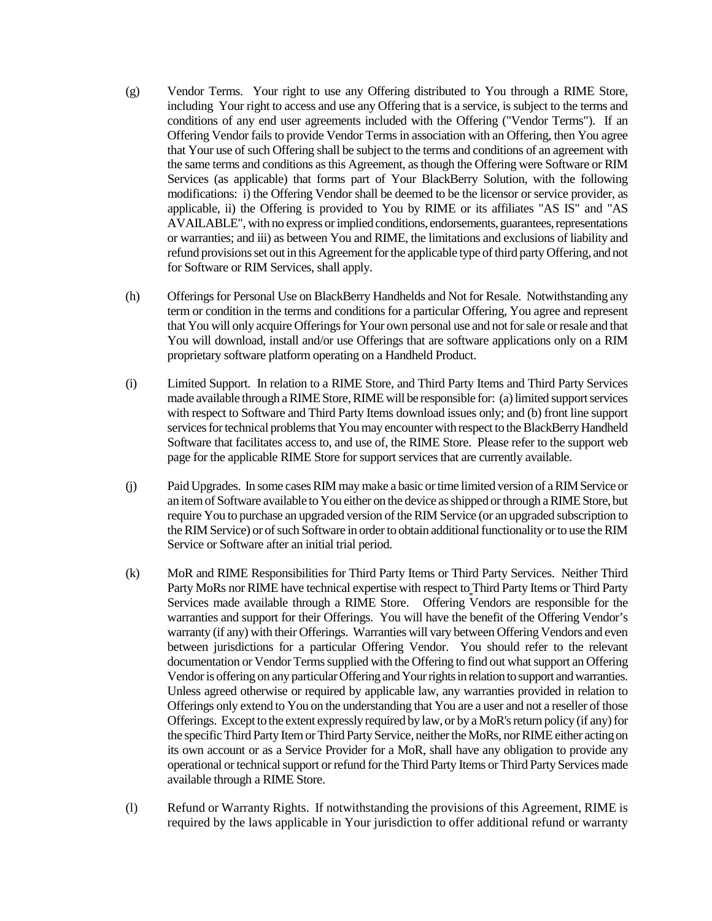(g) Vendor Terms. Your right to use any Offering distributed to You through a RIME Store, including Your right to access and use any Offering that is a service, is subject to the terms and conditions of any end user agreements included with the Offering ("Vendor Terms"). If an Offering Vendor fails to provide Vendor Terms in association with an Offering, then You agree that Your use of such Offering shall be subject to the terms and conditions of an agreement with the same terms and conditions as this Agreement, as though the Offering were Software or RIM Services (as applicable) that forms part of Your BlackBerry Solution, with the following modifications: i) the Offering Vendor shall be deemed to be the licensor or service provider, as applicable, ii) the Offering is provided to You by RIME or its affiliates "AS IS" and "AS AVAILABLE", with no express or implied conditions, endorsements, guarantees, representations or warranties; and iii) as between You and RIME, the limitations and exclusions of liability and refund provisions set out in this Agreement for the applicable type of third party Offering, and not for Software or RIM Services, shall apply.

(h) Offerings for Personal Use on BlackBerry Handhelds and Not for Resale. Notwithstanding any term or condition in the terms and conditions for a particular Offering, You agree and represent that You will only acquire Offerings for Your own personal use and not for sale or resale and that You will download, install and/or use Offerings that are software applications only on a RIM proprietary software platform operating on a Handheld Product.

(i) Limited Support. In relation to a RIME Store, and Third Party Items and Third Party Services made available through a RIME Store, RIME will be responsible for: (a) limited support services with respect to Software and Third Party Items download issues only; and (b) front line support services for technical problems that You may encounter with respect to the BlackBerry Handheld Software that facilitates access to, and use of, the RIME Store. Please refer to the support web page for the applicable RIME Store for support services that are currently available.

(j) Paid Upgrades. In some cases RIM may make a basic or time limited version of a RIM Service or an item of Software available to You either on the device as shipped or through a RIME Store, but require You to purchase an upgraded version of the RIM Service (or an upgraded subscription to the RIM Service) or of such Software in order to obtain additional functionality or to use the RIM Service or Software after an initial trial period.

(k) MoR and RIME Responsibilities for Third Party Items or Third Party Services. Neither Third Party MoRs nor RIME have technical expertise with respect to Third Party Items or Third Party Services made available through a RIME Store. Offering Vendors are responsible for the warranties and support for their Offerings. You will have the benefit of the Offering Vendor's warranty (if any) with their Offerings. Warranties will vary between Offering Vendors and even between jurisdictions for a particular Offering Vendor. You should refer to the relevant documentation or Vendor Terms supplied with the Offering to find out what support an Offering Vendor is offering on any particular Offering and Your rights in relation to support and warranties. Unless agreed otherwise or required by applicable law, any warranties provided in relation to Offerings only extend to You on the understanding that You are a user and not a reseller of those Offerings. Except to the extent expressly required by law, or by a MoR's return policy (if any) for the specific Third Party Item or Third Party Service, neither the MoRs, nor RIME either acting on its own account or as a Service Provider for a MoR, shall have any obligation to provide any operational or technical support or refund for the Third Party Items or Third Party Services made available through a RIME Store.

(l) Refund or Warranty Rights. If notwithstanding the provisions of this Agreement, RIME is required by the laws applicable in Your jurisdiction to offer additional refund or warranty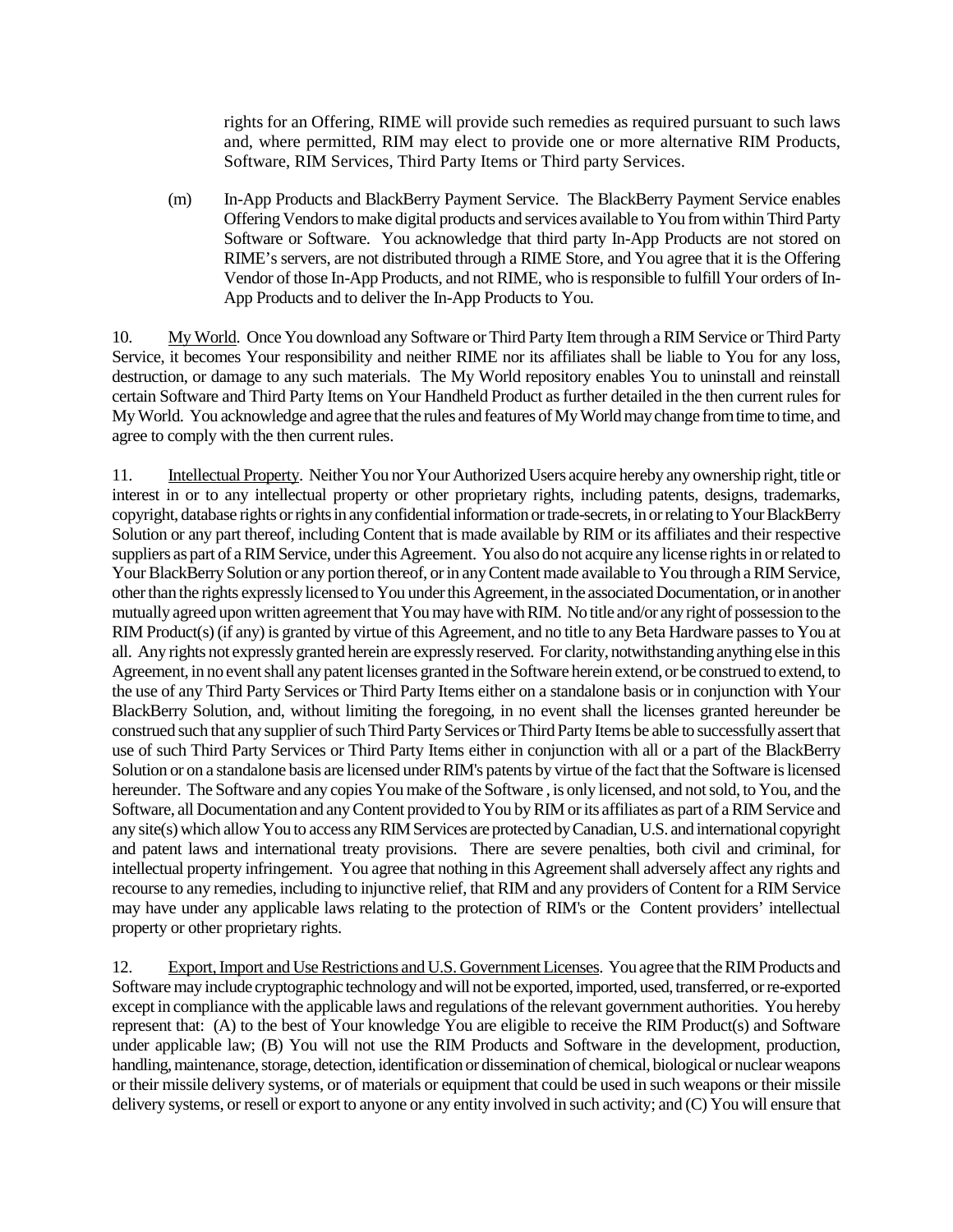rights for an Offering, RIME will provide such remedies as required pursuant to such laws and, where permitted, RIM may elect to provide one or more alternative RIM Products, Software, RIM Services, Third Party Items or Third party Services.

(m) In-App Products and BlackBerry Payment Service. The BlackBerry Payment Service enables Offering Vendors to make digital products and services available to You from within Third Party Software or Software. You acknowledge that third party In-App Products are not stored on RIME's servers, are not distributed through a RIME Store, and You agree that it is the Offering Vendor of those In-App Products, and not RIME, who is responsible to fulfill Your orders of In-App Products and to deliver the In-App Products to You.

10. My World. Once You download any Software or Third Party Item through a RIM Service or Third Party Service, it becomes Your responsibility and neither RIME nor its affiliates shall be liable to You for any loss, destruction, or damage to any such materials. The My World repository enables You to uninstall and reinstall certain Software and Third Party Items on Your Handheld Product as further detailed in the then current rules for My World. You acknowledge and agree that the rules and features of My World may change from time to time, and agree to comply with the then current rules.

11. Intellectual Property. Neither You nor Your Authorized Users acquire hereby any ownership right, title or interest in or to any intellectual property or other proprietary rights, including patents, designs, trademarks, copyright, database rights or rights in any confidential information or trade-secrets, in or relating to Your BlackBerry Solution or any part thereof, including Content that is made available by RIM or its affiliates and their respective suppliers as part of a RIM Service, under this Agreement. You also do not acquire any license rights in or related to Your BlackBerry Solution or any portion thereof, or in any Content made available to You through a RIM Service, other than the rights expressly licensed to You under this Agreement, in the associated Documentation, or in another mutually agreed upon written agreement that You may have with RIM. No title and/or any right of possession to the RIM Product(s) (if any) is granted by virtue of this Agreement, and no title to any Beta Hardware passes to You at all. Any rights not expressly granted herein are expressly reserved. For clarity, notwithstanding anything else in this Agreement, in no event shall any patent licenses granted in the Software herein extend, or be construed to extend, to the use of any Third Party Services or Third Party Items either on a standalone basis or in conjunction with Your BlackBerry Solution, and, without limiting the foregoing, in no event shall the licenses granted hereunder be construed such that any supplier of such Third Party Services or Third Party Items be able to successfully assert that use of such Third Party Services or Third Party Items either in conjunction with all or a part of the BlackBerry Solution or on a standalone basis are licensed under RIM's patents by virtue of the fact that the Software is licensed hereunder. The Software and any copies You make of the Software , is only licensed, and not sold, to You, and the Software, all Documentation and any Content provided to You by RIM or its affiliates as part of a RIM Service and any site(s) which allow You to access any RIM Services are protected by Canadian, U.S. and international copyright and patent laws and international treaty provisions. There are severe penalties, both civil and criminal, for intellectual property infringement. You agree that nothing in this Agreement shall adversely affect any rights and recourse to any remedies, including to injunctive relief, that RIM and any providers of Content for a RIM Service may have under any applicable laws relating to the protection of RIM's or the Content providers' intellectual property or other proprietary rights.

12. Export, Import and Use Restrictions and U.S. Government Licenses. You agree that the RIM Products and Software may include cryptographic technology and will not be exported, imported, used, transferred, or re-exported except in compliance with the applicable laws and regulations of the relevant government authorities. You hereby represent that: (A) to the best of Your knowledge You are eligible to receive the RIM Product(s) and Software under applicable law; (B) You will not use the RIM Products and Software in the development, production, handling, maintenance, storage, detection, identification or dissemination of chemical, biological or nuclear weapons or their missile delivery systems, or of materials or equipment that could be used in such weapons or their missile delivery systems, or resell or export to anyone or any entity involved in such activity; and (C) You will ensure that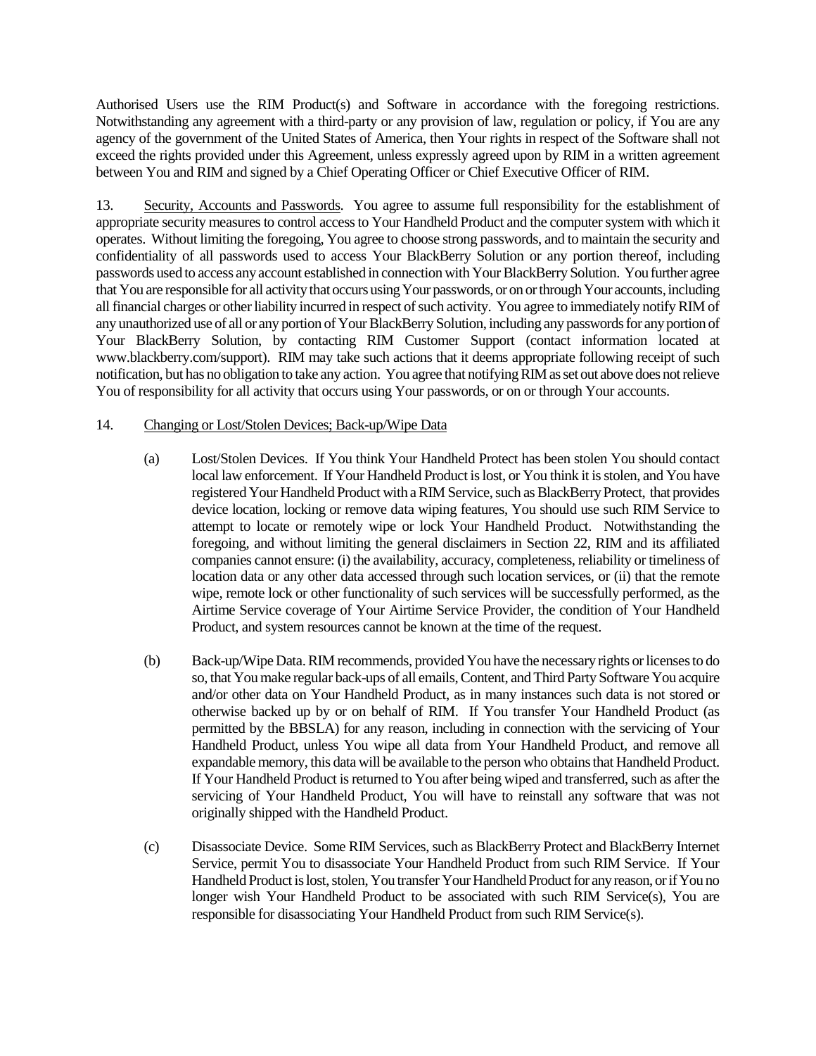Authorised Users use the RIM Product(s) and Software in accordance with the foregoing restrictions. Notwithstanding any agreement with a third-party or any provision of law, regulation or policy, if You are any agency of the government of the United States of America, then Your rights in respect of the Software shall not exceed the rights provided under this Agreement, unless expressly agreed upon by RIM in a written agreement between You and RIM and signed by a Chief Operating Officer or Chief Executive Officer of RIM.

13. Security, Accounts and Passwords. You agree to assume full responsibility for the establishment of appropriate security measures to control access to Your Handheld Product and the computer system with which it operates. Without limiting the foregoing, You agree to choose strong passwords, and to maintain the security and confidentiality of all passwords used to access Your BlackBerry Solution or any portion thereof, including passwords used to access any account established in connection with Your BlackBerry Solution. You further agree that You are responsible for all activity that occurs using Your passwords, or on or through Your accounts, including all financial charges or other liability incurred in respect of such activity. You agree to immediately notify RIM of any unauthorized use of all or any portion of Your BlackBerry Solution, including any passwords for any portion of Your BlackBerry Solution, by contacting RIM Customer Support (contact information located at www.blackberry.com/support). RIM may take such actions that it deems appropriate following receipt of such notification, but has no obligation to take any action. You agree that notifying RIM as set out above does not relieve You of responsibility for all activity that occurs using Your passwords, or on or through Your accounts.

14. Changing or Lost/Stolen Devices; Back-up/Wipe Data

(a) Lost/Stolen Devices. If You think Your Handheld Protect has been stolen You should contact local law enforcement. If Your Handheld Product is lost, or You think it is stolen, and You have registered Your Handheld Product with a RIM Service, such as BlackBerry Protect, that provides device location, locking or remove data wiping features, You should use such RIM Service to attempt to locate or remotely wipe or lock Your Handheld Product. Notwithstanding the foregoing, and without limiting the general disclaimers in Section 22, RIM and its affiliated companies cannot ensure: (i) the availability, accuracy, completeness, reliability or timeliness of location data or any other data accessed through such location services, or (ii) that the remote wipe, remote lock or other functionality of such services will be successfully performed, as the Airtime Service coverage of Your Airtime Service Provider, the condition of Your Handheld Product, and system resources cannot be known at the time of the request.

(b) Back-up/Wipe Data. RIM recommends, provided You have the necessary rights or licenses to do so, that You make regular back-ups of all emails, Content, and Third Party Software You acquire and/or other data on Your Handheld Product, as in many instances such data is not stored or otherwise backed up by or on behalf of RIM. If You transfer Your Handheld Product (as permitted by the BBSLA) for any reason, including in connection with the servicing of Your Handheld Product, unless You wipe all data from Your Handheld Product, and remove all expandable memory, this data will be available to the person who obtains that Handheld Product. If Your Handheld Product is returned to You after being wiped and transferred, such as after the servicing of Your Handheld Product, You will have to reinstall any software that was not originally shipped with the Handheld Product.

(c) Disassociate Device. Some RIM Services, such as BlackBerry Protect and BlackBerry Internet Service, permit You to disassociate Your Handheld Product from such RIM Service. If Your Handheld Product is lost, stolen, You transfer Your Handheld Product for any reason, or if You no longer wish Your Handheld Product to be associated with such RIM Service(s), You are responsible for disassociating Your Handheld Product from such RIM Service(s).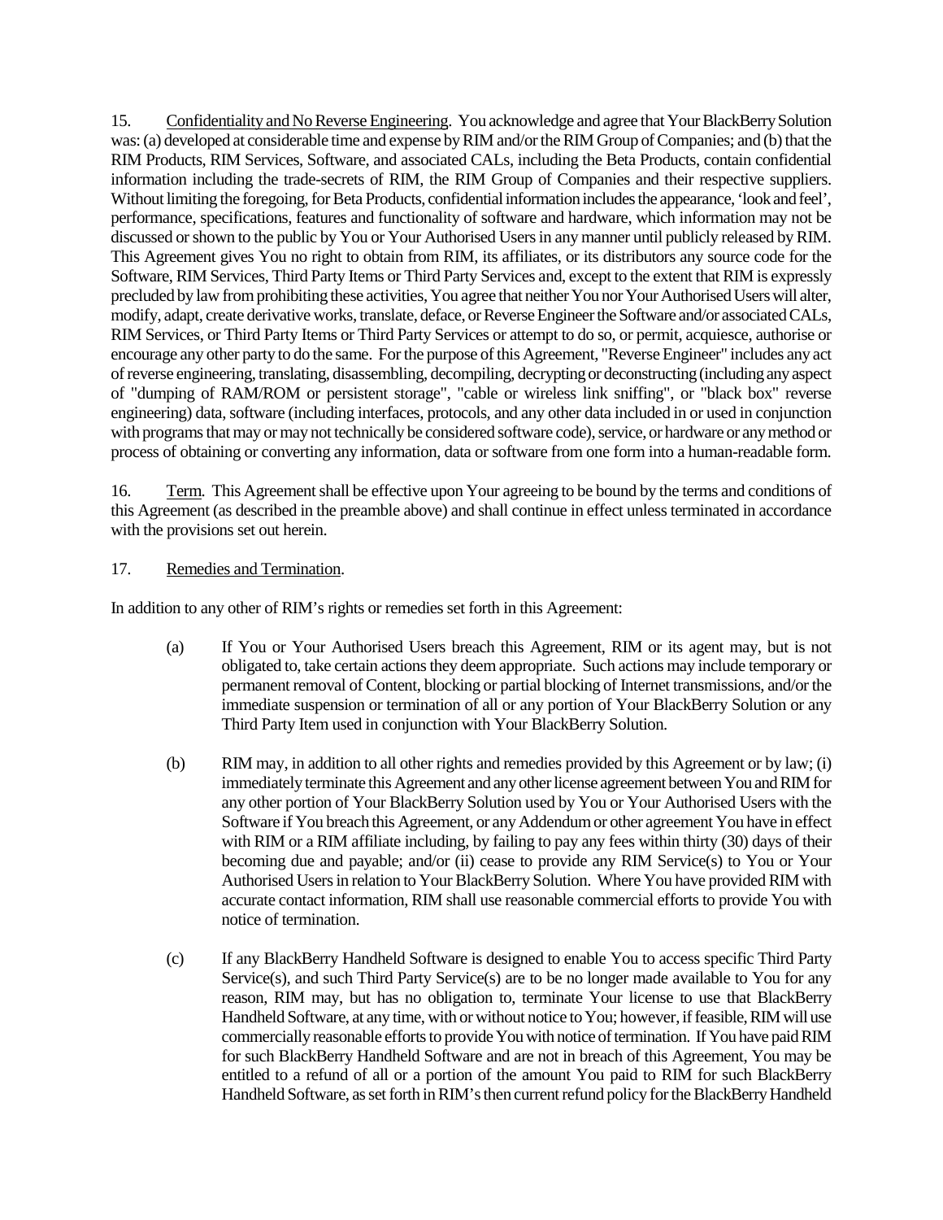15. <u>Confidentiality and No Reverse Engineering</u>. You acknowledge and agree that Your BlackBerry Solution was: (a) developed at considerable time and expense by RIM and/or the RIM Group of Companies; and (b) that the RIM Products, RIM Services, Software, and associated CALs, including the Beta Products, contain confidential information including the trade-secrets of RIM, the RIM Group of Companies and their respective suppliers. Without limiting the foregoing, for Beta Products, confidential information includes the appearance, 'look and feel', performance, specifications, features and functionality of software and hardware, which information may not be discussed or shown to the public by You or Your Authorised Users in any manner until publicly released by RIM. This Agreement gives You no right to obtain from RIM, its affiliates, or its distributors any source code for the Software, RIM Services, Third Party Items or Third Party Services and, except to the extent that RIM is expressly precluded by law from prohibiting these activities, You agree that neither You nor Your Authorised Users will alter, modify, adapt, create derivative works, translate, deface, or Reverse Engineer the Software and/or associated CALs, RIM Services, or Third Party Items or Third Party Services or attempt to do so, or permit, acquiesce, authorise or encourage any other party to do the same. For the purpose of this Agreement, "Reverse Engineer" includes any act of reverse engineering, translating, disassembling, decompiling, decrypting or deconstructing (including any aspect of "dumping of RAM/ROM or persistent storage", "cable or wireless link sniffing", or "black box" reverse engineering) data, software (including interfaces, protocols, and any other data included in or used in conjunction with programs that may or may not technically be considered software code), service, or hardware or any method or process of obtaining or converting any information, data or software from one form into a human-readable form.

16. <u>Term</u>. This Agreement shall be effective upon Your agreeing to be bound by the terms and conditions of this Agreement (as described in the preamble above) and shall continue in effect unless terminated in accordance with the provisions set out herein.

17. <u>Remedies and Termination</u>.

In addition to any other of RIM's rights or remedies set forth in this Agreement:

(a) If You or Your Authorised Users breach this Agreement, RIM or its agent may, but is not obligated to, take certain actions they deem appropriate. Such actions may include temporary or permanent removal of Content, blocking or partial blocking of Internet transmissions, and/or the immediate suspension or termination of all or any portion of Your BlackBerry Solution or any Third Party Item used in conjunction with Your BlackBerry Solution.

(b) RIM may, in addition to all other rights and remedies provided by this Agreement or by law; (i) immediately terminate this Agreement and any other license agreement between You and RIM for any other portion of Your BlackBerry Solution used by You or Your Authorised Users with the Software if You breach this Agreement, or any Addendum or other agreement You have in effect with RIM or a RIM affiliate including, by failing to pay any fees within thirty (30) days of their becoming due and payable; and/or (ii) cease to provide any RIM Service(s) to You or Your Authorised Users in relation to Your BlackBerry Solution. Where You have provided RIM with accurate contact information, RIM shall use reasonable commercial efforts to provide You with notice of termination.

(c) If any BlackBerry Handheld Software is designed to enable You to access specific Third Party Service(s), and such Third Party Service(s) are to be no longer made available to You for any reason, RIM may, but has no obligation to, terminate Your license to use that BlackBerry Handheld Software, at any time, with or without notice to You; however, if feasible, RIM will use commercially reasonable efforts to provide You with notice of termination. If You have paid RIM for such BlackBerry Handheld Software and are not in breach of this Agreement, You may be entitled to a refund of all or a portion of the amount You paid to RIM for such BlackBerry Handheld Software, as set forth in RIM's then current refund policy for the BlackBerry Handheld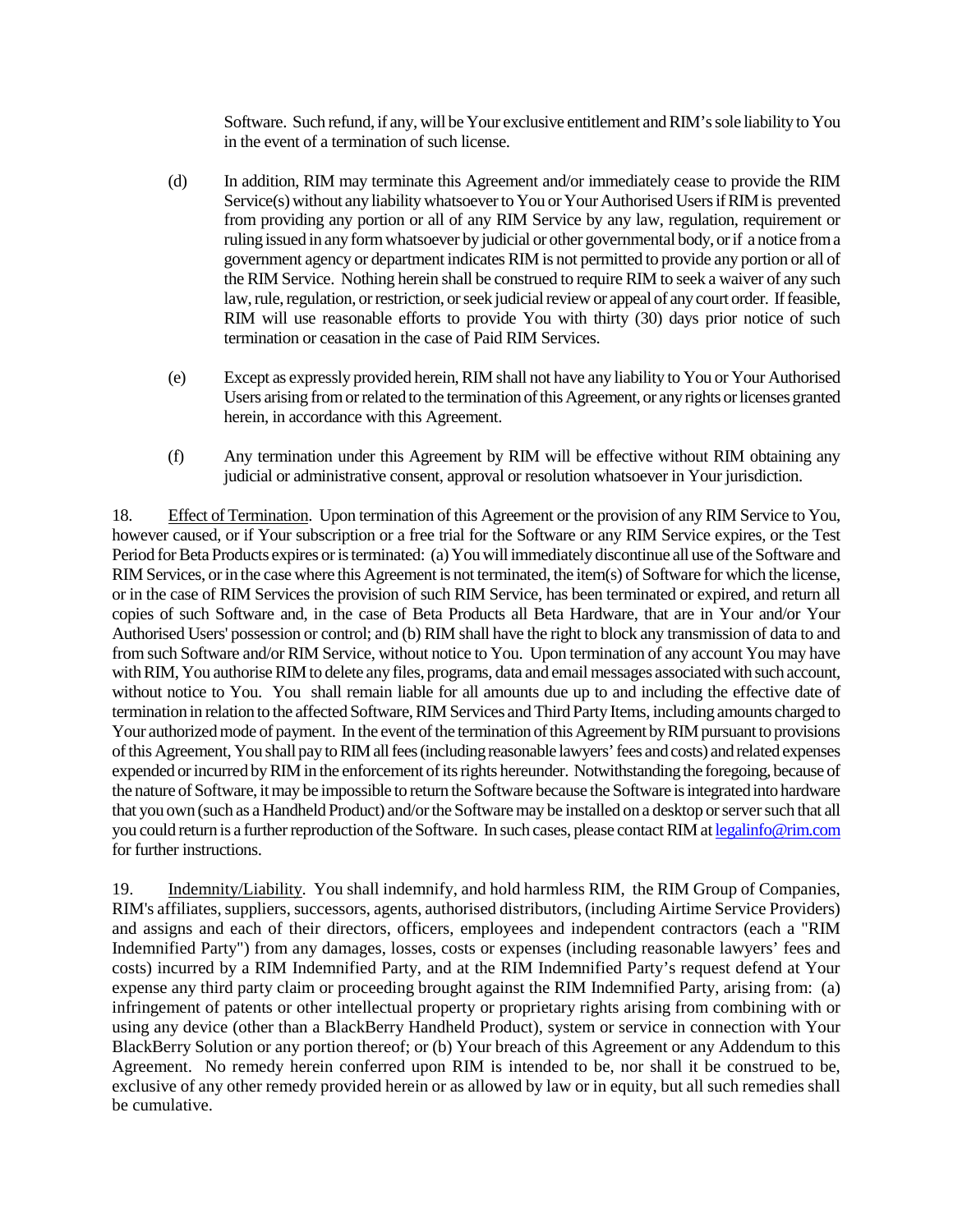Software. Such refund, if any, will be Your exclusive entitlement and RIM's sole liability to You in the event of a termination of such license.

(d) In addition, RIM may terminate this Agreement and/or immediately cease to provide the RIM Service(s) without any liability whatsoever to You or Your Authorised Users if RIM is prevented from providing any portion or all of any RIM Service by any law, regulation, requirement or ruling issued in any form whatsoever by judicial or other governmental body, or if a notice from a government agency or department indicates RIM is not permitted to provide any portion or all of the RIM Service. Nothing herein shall be construed to require RIM to seek a waiver of any such law, rule, regulation, or restriction, or seek judicial review or appeal of any court order. If feasible, RIM will use reasonable efforts to provide You with thirty (30) days prior notice of such termination or ceasation in the case of Paid RIM Services.

(e) Except as expressly provided herein, RIM shall not have any liability to You or Your Authorised Users arising from or related to the termination of this Agreement, or any rights or licenses granted herein, in accordance with this Agreement.

(f) Any termination under this Agreement by RIM will be effective without RIM obtaining any judicial or administrative consent, approval or resolution whatsoever in Your jurisdiction.

18. Effect of Termination. Upon termination of this Agreement or the provision of any RIM Service to You, however caused, or if Your subscription or a free trial for the Software or any RIM Service expires, or the Test Period for Beta Products expires or is terminated: (a) You will immediately discontinue all use of the Software and RIM Services, or in the case where this Agreement is not terminated, the item(s) of Software for which the license, or in the case of RIM Services the provision of such RIM Service, has been terminated or expired, and return all copies of such Software and, in the case of Beta Products all Beta Hardware, that are in Your and/or Your Authorised Users' possession or control; and (b) RIM shall have the right to block any transmission of data to and from such Software and/or RIM Service, without notice to You. Upon termination of any account You may have with RIM, You authorise RIM to delete any files, programs, data and email messages associated with such account, without notice to You. You shall remain liable for all amounts due up to and including the effective date of termination in relation to the affected Software, RIM Services and Third Party Items, including amounts charged to Your authorized mode of payment. In the event of the termination of this Agreement by RIM pursuant to provisions of this Agreement, You shall pay to RIM all fees (including reasonable lawyers' fees and costs) and related expenses expended or incurred by RIM in the enforcement of its rights hereunder. Notwithstanding the foregoing, because of the nature of Software, it may be impossible to return the Software because the Software is integrated into hardware that you own (such as a Handheld Product) and/or the Software may be installed on a desktop or server such that all you could return is a further reproduction of the Software. In such cases, please contact RIM at legalinfo@rim.com for further instructions.

19. Indemnity/Liability. You shall indemnify, and hold harmless RIM, the RIM Group of Companies, RIM's affiliates, suppliers, successors, agents, authorised distributors, (including Airtime Service Providers) and assigns and each of their directors, officers, employees and independent contractors (each a "RIM Indemnified Party") from any damages, losses, costs or expenses (including reasonable lawyers' fees and costs) incurred by a RIM Indemnified Party, and at the RIM Indemnified Party's request defend at Your expense any third party claim or proceeding brought against the RIM Indemnified Party, arising from: (a) infringement of patents or other intellectual property or proprietary rights arising from combining with or using any device (other than a BlackBerry Handheld Product), system or service in connection with Your BlackBerry Solution or any portion thereof; or (b) Your breach of this Agreement or any Addendum to this Agreement. No remedy herein conferred upon RIM is intended to be, nor shall it be construed to be, exclusive of any other remedy provided herein or as allowed by law or in equity, but all such remedies shall be cumulative.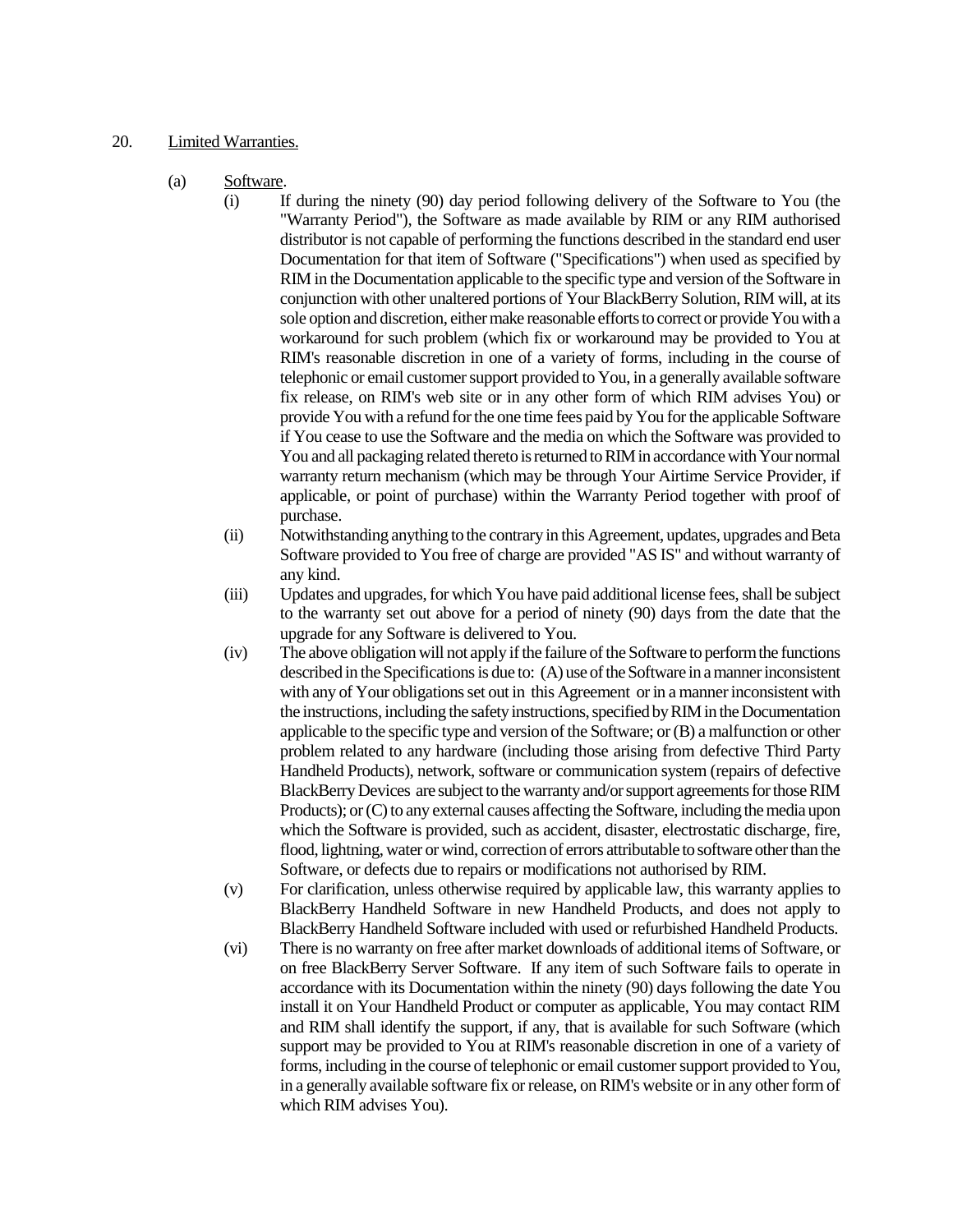20. Limited Warranties.

(a) Software.

(i) If during the ninety (90) day period following delivery of the Software to You (the "Warranty Period"), the Software as made available by RIM or any RIM authorised distributor is not capable of performing the functions described in the standard end user Documentation for that item of Software ("Specifications") when used as specified by RIM in the Documentation applicable to the specific type and version of the Software in conjunction with other unaltered portions of Your BlackBerry Solution, RIM will, at its sole option and discretion, either make reasonable efforts to correct or provide You with a workaround for such problem (which fix or workaround may be provided to You at RIM's reasonable discretion in one of a variety of forms, including in the course of telephonic or email customer support provided to You, in a generally available software fix release, on RIM's web site or in any other form of which RIM advises You) or provide You with a refund for the one time fees paid by You for the applicable Software if You cease to use the Software and the media on which the Software was provided to You and all packaging related thereto is returned to RIM in accordance with Your normal warranty return mechanism (which may be through Your Airtime Service Provider, if applicable, or point of purchase) within the Warranty Period together with proof of purchase.

(ii) Notwithstanding anything to the contrary in this Agreement, updates, upgrades and Beta Software provided to You free of charge are provided "AS IS" and without warranty of any kind.

(iii) Updates and upgrades, for which You have paid additional license fees, shall be subject to the warranty set out above for a period of ninety (90) days from the date that the upgrade for any Software is delivered to You.

(iv) The above obligation will not apply if the failure of the Software to perform the functions described in the Specifications is due to: (A) use of the Software in a manner inconsistent with any of Your obligations set out in this Agreement or in a manner inconsistent with the instructions, including the safety instructions, specified by RIM in the Documentation applicable to the specific type and version of the Software; or (B) a malfunction or other problem related to any hardware (including those arising from defective Third Party Handheld Products), network, software or communication system (repairs of defective BlackBerry Devices are subject to the warranty and/or support agreements for those RIM Products); or (C) to any external causes affecting the Software, including the media upon which the Software is provided, such as accident, disaster, electrostatic discharge, fire, flood, lightning, water or wind, correction of errors attributable to software other than the Software, or defects due to repairs or modifications not authorised by RIM.

(v) For clarification, unless otherwise required by applicable law, this warranty applies to BlackBerry Handheld Software in new Handheld Products, and does not apply to BlackBerry Handheld Software included with used or refurbished Handheld Products.

(vi) There is no warranty on free after market downloads of additional items of Software, or on free BlackBerry Server Software. If any item of such Software fails to operate in accordance with its Documentation within the ninety (90) days following the date You install it on Your Handheld Product or computer as applicable, You may contact RIM and RIM shall identify the support, if any, that is available for such Software (which support may be provided to You at RIM's reasonable discretion in one of a variety of forms, including in the course of telephonic or email customer support provided to You, in a generally available software fix or release, on RIM's website or in any other form of which RIM advises You).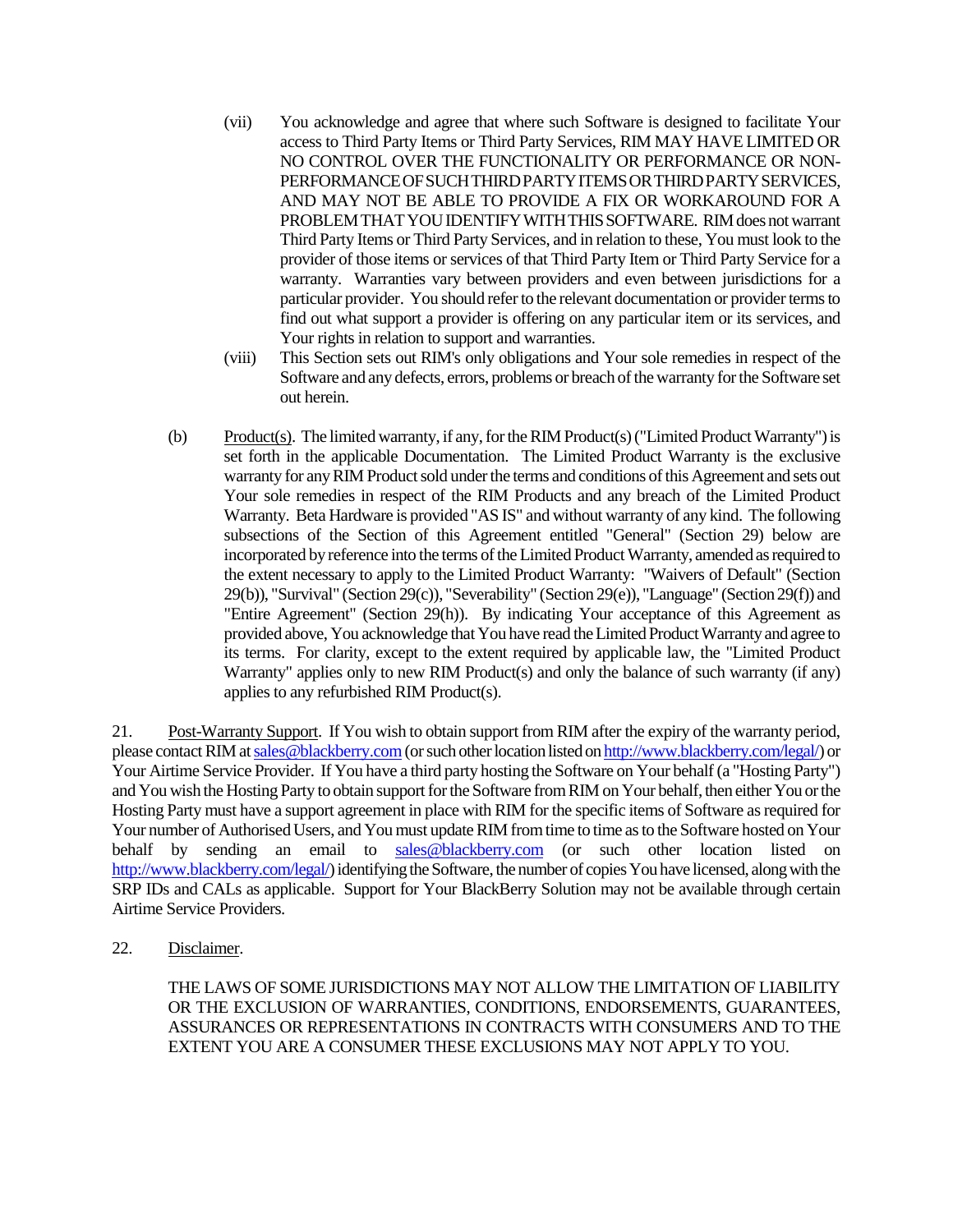(vii) You acknowledge and agree that where such Software is designed to facilitate Your access to Third Party Items or Third Party Services, RIM MAY HAVE LIMITED OR NO CONTROL OVER THE FUNCTIONALITY OR PERFORMANCE OR NON-PERFORMANCE OF SUCH THIRD PARTY ITEMS OR THIRD PARTY SERVICES, AND MAY NOT BE ABLE TO PROVIDE A FIX OR WORKAROUND FOR A PROBLEM THAT YOU IDENTIFY WITH THIS SOFTWARE. RIM does not warrant Third Party Items or Third Party Services, and in relation to these, You must look to the provider of those items or services of that Third Party Item or Third Party Service for a warranty. Warranties vary between providers and even between jurisdictions for a particular provider. You should refer to the relevant documentation or provider terms to find out what support a provider is offering on any particular item or its services, and Your rights in relation to support and warranties.

(viii) This Section sets out RIM's only obligations and Your sole remedies in respect of the Software and any defects, errors, problems or breach of the warranty for the Software set out herein.

(b) Product(s). The limited warranty, if any, for the RIM Product(s) ("Limited Product Warranty") is set forth in the applicable Documentation. The Limited Product Warranty is the exclusive warranty for any RIM Product sold under the terms and conditions of this Agreement and sets out Your sole remedies in respect of the RIM Products and any breach of the Limited Product Warranty. Beta Hardware is provided "AS IS" and without warranty of any kind. The following subsections of the Section of this Agreement entitled "General" (Section 29) below are incorporated by reference into the terms of the Limited Product Warranty, amended as required to the extent necessary to apply to the Limited Product Warranty: "Waivers of Default" (Section 29(b)), "Survival" (Section 29(c)), "Severability" (Section 29(e)), "Language" (Section 29(f)) and "Entire Agreement" (Section 29(h)). By indicating Your acceptance of this Agreement as provided above, You acknowledge that You have read the Limited Product Warranty and agree to its terms. For clarity, except to the extent required by applicable law, the "Limited Product Warranty" applies only to new RIM Product(s) and only the balance of such warranty (if any) applies to any refurbished RIM Product(s).

21. Post-Warranty Support. If You wish to obtain support from RIM after the expiry of the warranty period, please contact RIM at sales@blackberry.com (or such other location listed on http://www.blackberry.com/legal/) or Your Airtime Service Provider. If You have a third party hosting the Software on Your behalf (a "Hosting Party") and You wish the Hosting Party to obtain support for the Software from RIM on Your behalf, then either You or the Hosting Party must have a support agreement in place with RIM for the specific items of Software as required for Your number of Authorised Users, and You must update RIM from time to time as to the Software hosted on Your behalf by sending an email to sales@blackberry.com (or such other location listed on http://www.blackberry.com/legal/) identifying the Software, the number of copies You have licensed, along with the SRP IDs and CALs as applicable. Support for Your BlackBerry Solution may not be available through certain Airtime Service Providers.

22. Disclaimer.

THE LAWS OF SOME JURISDICTIONS MAY NOT ALLOW THE LIMITATION OF LIABILITY OR THE EXCLUSION OF WARRANTIES, CONDITIONS, ENDORSEMENTS, GUARANTEES, ASSURANCES OR REPRESENTATIONS IN CONTRACTS WITH CONSUMERS AND TO THE EXTENT YOU ARE A CONSUMER THESE EXCLUSIONS MAY NOT APPLY TO YOU.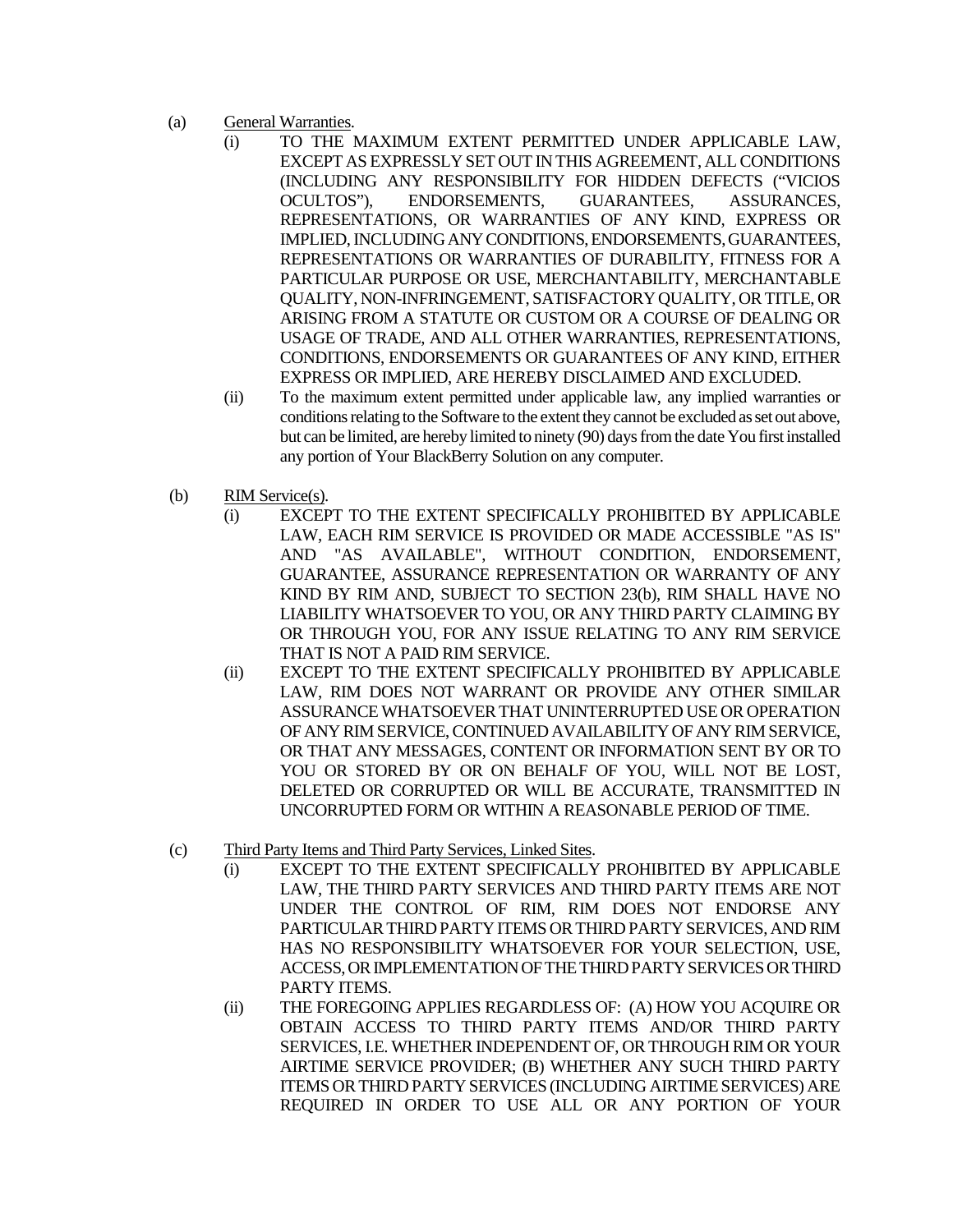(a) General Warranties.

(i) TO THE MAXIMUM EXTENT PERMITTED UNDER APPLICABLE LAW, EXCEPT AS EXPRESSLY SET OUT IN THIS AGREEMENT, ALL CONDITIONS (INCLUDING ANY RESPONSIBILITY FOR HIDDEN DEFECTS ("VICIOS OCULTOS"), ENDORSEMENTS, GUARANTEES, ASSURANCES, REPRESENTATIONS, OR WARRANTIES OF ANY KIND, EXPRESS OR IMPLIED, INCLUDING ANY CONDITIONS, ENDORSEMENTS, GUARANTEES, REPRESENTATIONS OR WARRANTIES OF DURABILITY, FITNESS FOR A PARTICULAR PURPOSE OR USE, MERCHANTABILITY, MERCHANTABLE QUALITY, NON-INFRINGEMENT, SATISFACTORY QUALITY, OR TITLE, OR ARISING FROM A STATUTE OR CUSTOM OR A COURSE OF DEALING OR USAGE OF TRADE, AND ALL OTHER WARRANTIES, REPRESENTATIONS, CONDITIONS, ENDORSEMENTS OR GUARANTEES OF ANY KIND, EITHER EXPRESS OR IMPLIED, ARE HEREBY DISCLAIMED AND EXCLUDED.

(ii) To the maximum extent permitted under applicable law, any implied warranties or conditions relating to the Software to the extent they cannot be excluded as set out above, but can be limited, are hereby limited to ninety (90) days from the date You first installed any portion of Your BlackBerry Solution on any computer.

(b) RIM Service(s).

(i) EXCEPT TO THE EXTENT SPECIFICALLY PROHIBITED BY APPLICABLE LAW, EACH RIM SERVICE IS PROVIDED OR MADE ACCESSIBLE "AS IS" AND "AS AVAILABLE", WITHOUT CONDITION, ENDORSEMENT, GUARANTEE, ASSURANCE REPRESENTATION OR WARRANTY OF ANY KIND BY RIM AND, SUBJECT TO SECTION 23(b), RIM SHALL HAVE NO LIABILITY WHATSOEVER TO YOU, OR ANY THIRD PARTY CLAIMING BY OR THROUGH YOU, FOR ANY ISSUE RELATING TO ANY RIM SERVICE THAT IS NOT A PAID RIM SERVICE.

(ii) EXCEPT TO THE EXTENT SPECIFICALLY PROHIBITED BY APPLICABLE LAW, RIM DOES NOT WARRANT OR PROVIDE ANY OTHER SIMILAR ASSURANCE WHATSOEVER THAT UNINTERRUPTED USE OR OPERATION OF ANY RIM SERVICE, CONTINUED AVAILABILITY OF ANY RIM SERVICE, OR THAT ANY MESSAGES, CONTENT OR INFORMATION SENT BY OR TO YOU OR STORED BY OR ON BEHALF OF YOU, WILL NOT BE LOST, DELETED OR CORRUPTED OR WILL BE ACCURATE, TRANSMITTED IN UNCORRUPTED FORM OR WITHIN A REASONABLE PERIOD OF TIME.

(c) Third Party Items and Third Party Services, Linked Sites.

(i) EXCEPT TO THE EXTENT SPECIFICALLY PROHIBITED BY APPLICABLE LAW, THE THIRD PARTY SERVICES AND THIRD PARTY ITEMS ARE NOT UNDER THE CONTROL OF RIM, RIM DOES NOT ENDORSE ANY PARTICULAR THIRD PARTY ITEMS OR THIRD PARTY SERVICES, AND RIM HAS NO RESPONSIBILITY WHATSOEVER FOR YOUR SELECTION, USE, ACCESS, OR IMPLEMENTATION OF THE THIRD PARTY SERVICES OR THIRD PARTY ITEMS.

(ii) THE FOREGOING APPLIES REGARDLESS OF: (A) HOW YOU ACQUIRE OR OBTAIN ACCESS TO THIRD PARTY ITEMS AND/OR THIRD PARTY SERVICES, I.E. WHETHER INDEPENDENT OF, OR THROUGH RIM OR YOUR AIRTIME SERVICE PROVIDER; (B) WHETHER ANY SUCH THIRD PARTY ITEMS OR THIRD PARTY SERVICES (INCLUDING AIRTIME SERVICES) ARE REQUIRED IN ORDER TO USE ALL OR ANY PORTION OF YOUR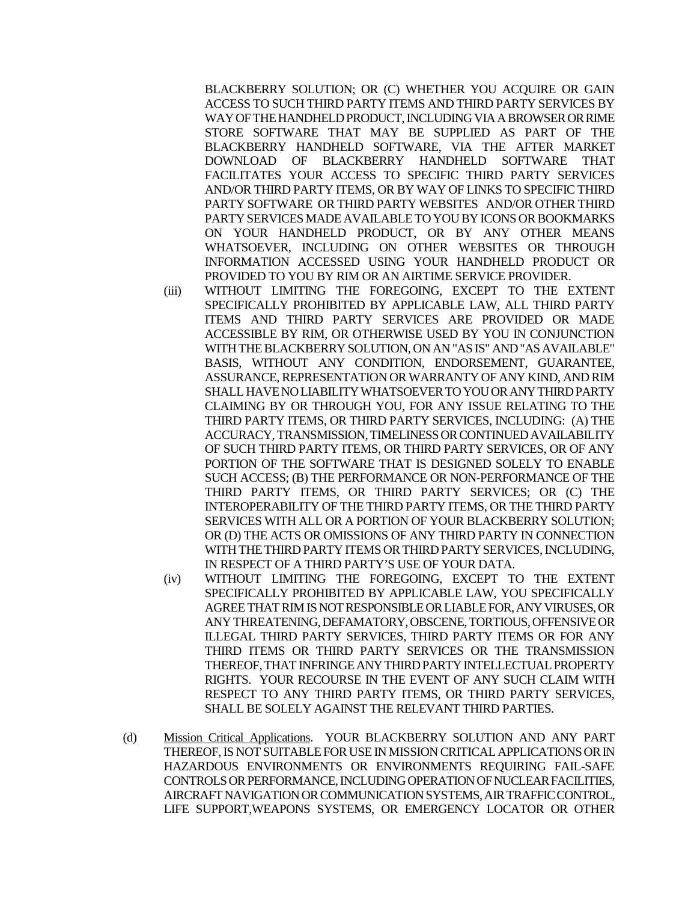BLACKBERRY SOLUTION; OR (C) WHETHER YOU ACQUIRE OR GAIN ACCESS TO SUCH THIRD PARTY ITEMS AND THIRD PARTY SERVICES BY WAY OF THE HANDHELD PRODUCT, INCLUDING VIA A BROWSER OR RIME STORE SOFTWARE THAT MAY BE SUPPLIED AS PART OF THE BLACKBERRY HANDHELD SOFTWARE, VIA THE AFTER MARKET DOWNLOAD OF BLACKBERRY HANDHELD SOFTWARE THAT FACILITATES YOUR ACCESS TO SPECIFIC THIRD PARTY SERVICES AND/OR THIRD PARTY ITEMS, OR BY WAY OF LINKS TO SPECIFIC THIRD PARTY SOFTWARE OR THIRD PARTY WEBSITES AND/OR OTHER THIRD PARTY SERVICES MADE AVAILABLE TO YOU BY ICONS OR BOOKMARKS ON YOUR HANDHELD PRODUCT, OR BY ANY OTHER MEANS WHATSOEVER, INCLUDING ON OTHER WEBSITES OR THROUGH INFORMATION ACCESSED USING YOUR HANDHELD PRODUCT OR PROVIDED TO YOU BY RIM OR AN AIRTIME SERVICE PROVIDER.

(iii) WITHOUT LIMITING THE FOREGOING, EXCEPT TO THE EXTENT SPECIFICALLY PROHIBITED BY APPLICABLE LAW, ALL THIRD PARTY ITEMS AND THIRD PARTY SERVICES ARE PROVIDED OR MADE ACCESSIBLE BY RIM, OR OTHERWISE USED BY YOU IN CONJUNCTION WITH THE BLACKBERRY SOLUTION, ON AN "AS IS" AND "AS AVAILABLE" BASIS, WITHOUT ANY CONDITION, ENDORSEMENT, GUARANTEE, ASSURANCE, REPRESENTATION OR WARRANTY OF ANY KIND, AND RIM SHALL HAVE NO LIABILITY WHATSOEVER TO YOU OR ANY THIRD PARTY CLAIMING BY OR THROUGH YOU, FOR ANY ISSUE RELATING TO THE THIRD PARTY ITEMS, OR THIRD PARTY SERVICES, INCLUDING: (A) THE ACCURACY, TRANSMISSION, TIMELINESS OR CONTINUED AVAILABILITY OF SUCH THIRD PARTY ITEMS, OR THIRD PARTY SERVICES, OR OF ANY PORTION OF THE SOFTWARE THAT IS DESIGNED SOLELY TO ENABLE SUCH ACCESS; (B) THE PERFORMANCE OR NON-PERFORMANCE OF THE THIRD PARTY ITEMS, OR THIRD PARTY SERVICES; OR (C) THE INTEROPERABILITY OF THE THIRD PARTY ITEMS, OR THE THIRD PARTY SERVICES WITH ALL OR A PORTION OF YOUR BLACKBERRY SOLUTION; OR (D) THE ACTS OR OMISSIONS OF ANY THIRD PARTY IN CONNECTION WITH THE THIRD PARTY ITEMS OR THIRD PARTY SERVICES, INCLUDING, IN RESPECT OF A THIRD PARTY'S USE OF YOUR DATA.

(iv) WITHOUT LIMITING THE FOREGOING, EXCEPT TO THE EXTENT SPECIFICALLY PROHIBITED BY APPLICABLE LAW, YOU SPECIFICALLY AGREE THAT RIM IS NOT RESPONSIBLE OR LIABLE FOR, ANY VIRUSES, OR ANY THREATENING, DEFAMATORY, OBSCENE, TORTIOUS, OFFENSIVE OR ILLEGAL THIRD PARTY SERVICES, THIRD PARTY ITEMS OR FOR ANY THIRD ITEMS OR THIRD PARTY SERVICES OR THE TRANSMISSION THEREOF, THAT INFRINGE ANY THIRD PARTY INTELLECTUAL PROPERTY RIGHTS. YOUR RECOURSE IN THE EVENT OF ANY SUCH CLAIM WITH RESPECT TO ANY THIRD PARTY ITEMS, OR THIRD PARTY SERVICES, SHALL BE SOLELY AGAINST THE RELEVANT THIRD PARTIES.

(d) Mission Critical Applications. YOUR BLACKBERRY SOLUTION AND ANY PART THEREOF, IS NOT SUITABLE FOR USE IN MISSION CRITICAL APPLICATIONS OR IN HAZARDOUS ENVIRONMENTS OR ENVIRONMENTS REQUIRING FAIL-SAFE CONTROLS OR PERFORMANCE, INCLUDING OPERATION OF NUCLEAR FACILITIES, AIRCRAFT NAVIGATION OR COMMUNICATION SYSTEMS, AIR TRAFFIC CONTROL, LIFE SUPPORT,WEAPONS SYSTEMS, OR EMERGENCY LOCATOR OR OTHER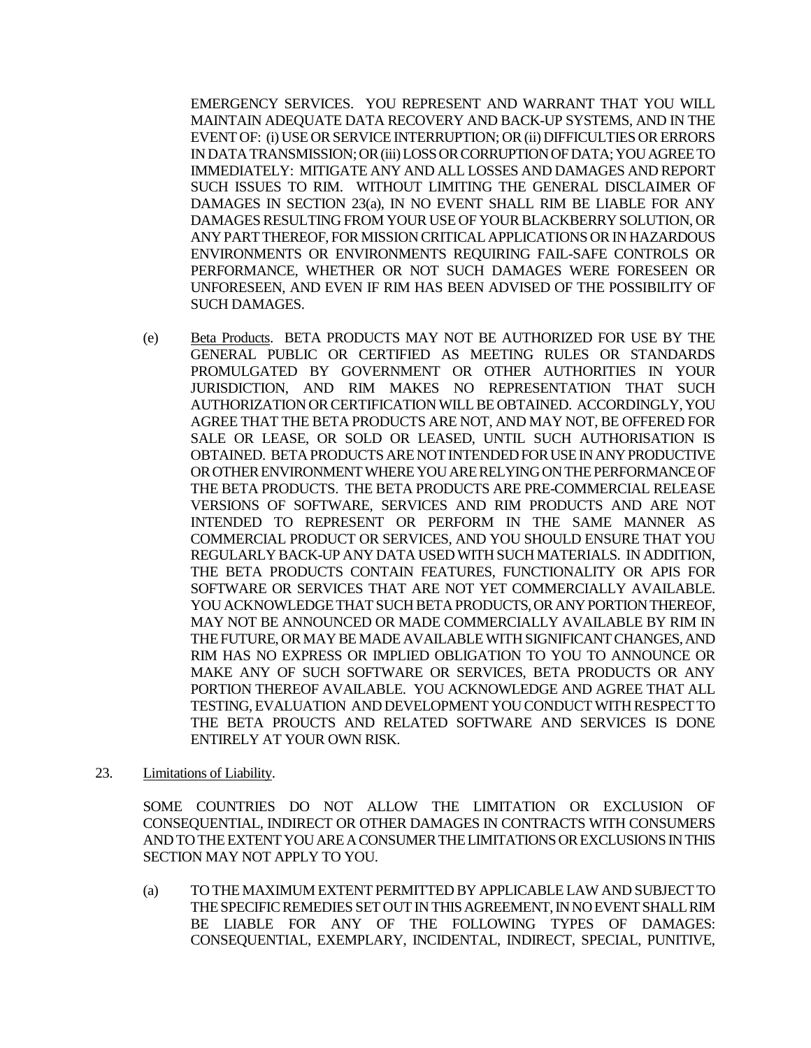EMERGENCY SERVICES. YOU REPRESENT AND WARRANT THAT YOU WILL MAINTAIN ADEQUATE DATA RECOVERY AND BACK-UP SYSTEMS, AND IN THE EVENT OF: (i) USE OR SERVICE INTERRUPTION; OR (ii) DIFFICULTIES OR ERRORS IN DATA TRANSMISSION; OR (iii) LOSS OR CORRUPTION OF DATA; YOU AGREE TO IMMEDIATELY: MITIGATE ANY AND ALL LOSSES AND DAMAGES AND REPORT SUCH ISSUES TO RIM. WITHOUT LIMITING THE GENERAL DISCLAIMER OF DAMAGES IN SECTION 23(a), IN NO EVENT SHALL RIM BE LIABLE FOR ANY DAMAGES RESULTING FROM YOUR USE OF YOUR BLACKBERRY SOLUTION, OR ANY PART THEREOF, FOR MISSION CRITICAL APPLICATIONS OR IN HAZARDOUS ENVIRONMENTS OR ENVIRONMENTS REQUIRING FAIL-SAFE CONTROLS OR PERFORMANCE, WHETHER OR NOT SUCH DAMAGES WERE FORESEEN OR UNFORESEEN, AND EVEN IF RIM HAS BEEN ADVISED OF THE POSSIBILITY OF SUCH DAMAGES.

(e) Beta Products. BETA PRODUCTS MAY NOT BE AUTHORIZED FOR USE BY THE GENERAL PUBLIC OR CERTIFIED AS MEETING RULES OR STANDARDS PROMULGATED BY GOVERNMENT OR OTHER AUTHORITIES IN YOUR JURISDICTION, AND RIM MAKES NO REPRESENTATION THAT SUCH AUTHORIZATION OR CERTIFICATION WILL BE OBTAINED. ACCORDINGLY, YOU AGREE THAT THE BETA PRODUCTS ARE NOT, AND MAY NOT, BE OFFERED FOR SALE OR LEASE, OR SOLD OR LEASED, UNTIL SUCH AUTHORISATION IS OBTAINED. BETA PRODUCTS ARE NOT INTENDED FOR USE IN ANY PRODUCTIVE OR OTHER ENVIRONMENT WHERE YOU ARE RELYING ON THE PERFORMANCE OF THE BETA PRODUCTS. THE BETA PRODUCTS ARE PRE-COMMERCIAL RELEASE VERSIONS OF SOFTWARE, SERVICES AND RIM PRODUCTS AND ARE NOT INTENDED TO REPRESENT OR PERFORM IN THE SAME MANNER AS COMMERCIAL PRODUCT OR SERVICES, AND YOU SHOULD ENSURE THAT YOU REGULARLY BACK-UP ANY DATA USED WITH SUCH MATERIALS. IN ADDITION, THE BETA PRODUCTS CONTAIN FEATURES, FUNCTIONALITY OR APIS FOR SOFTWARE OR SERVICES THAT ARE NOT YET COMMERCIALLY AVAILABLE. YOU ACKNOWLEDGE THAT SUCH BETA PRODUCTS, OR ANY PORTION THEREOF, MAY NOT BE ANNOUNCED OR MADE COMMERCIALLY AVAILABLE BY RIM IN THE FUTURE, OR MAY BE MADE AVAILABLE WITH SIGNIFICANT CHANGES, AND RIM HAS NO EXPRESS OR IMPLIED OBLIGATION TO YOU TO ANNOUNCE OR MAKE ANY OF SUCH SOFTWARE OR SERVICES, BETA PRODUCTS OR ANY PORTION THEREOF AVAILABLE. YOU ACKNOWLEDGE AND AGREE THAT ALL TESTING, EVALUATION AND DEVELOPMENT YOU CONDUCT WITH RESPECT TO THE BETA PROUCTS AND RELATED SOFTWARE AND SERVICES IS DONE ENTIRELY AT YOUR OWN RISK.

23. Limitations of Liability.

SOME COUNTRIES DO NOT ALLOW THE LIMITATION OR EXCLUSION OF CONSEQUENTIAL, INDIRECT OR OTHER DAMAGES IN CONTRACTS WITH CONSUMERS AND TO THE EXTENT YOU ARE A CONSUMER THE LIMITATIONS OR EXCLUSIONS IN THIS SECTION MAY NOT APPLY TO YOU.

(a) TO THE MAXIMUM EXTENT PERMITTED BY APPLICABLE LAW AND SUBJECT TO THE SPECIFIC REMEDIES SET OUT IN THIS AGREEMENT, IN NO EVENT SHALL RIM BE LIABLE FOR ANY OF THE FOLLOWING TYPES OF DAMAGES: CONSEQUENTIAL, EXEMPLARY, INCIDENTAL, INDIRECT, SPECIAL, PUNITIVE,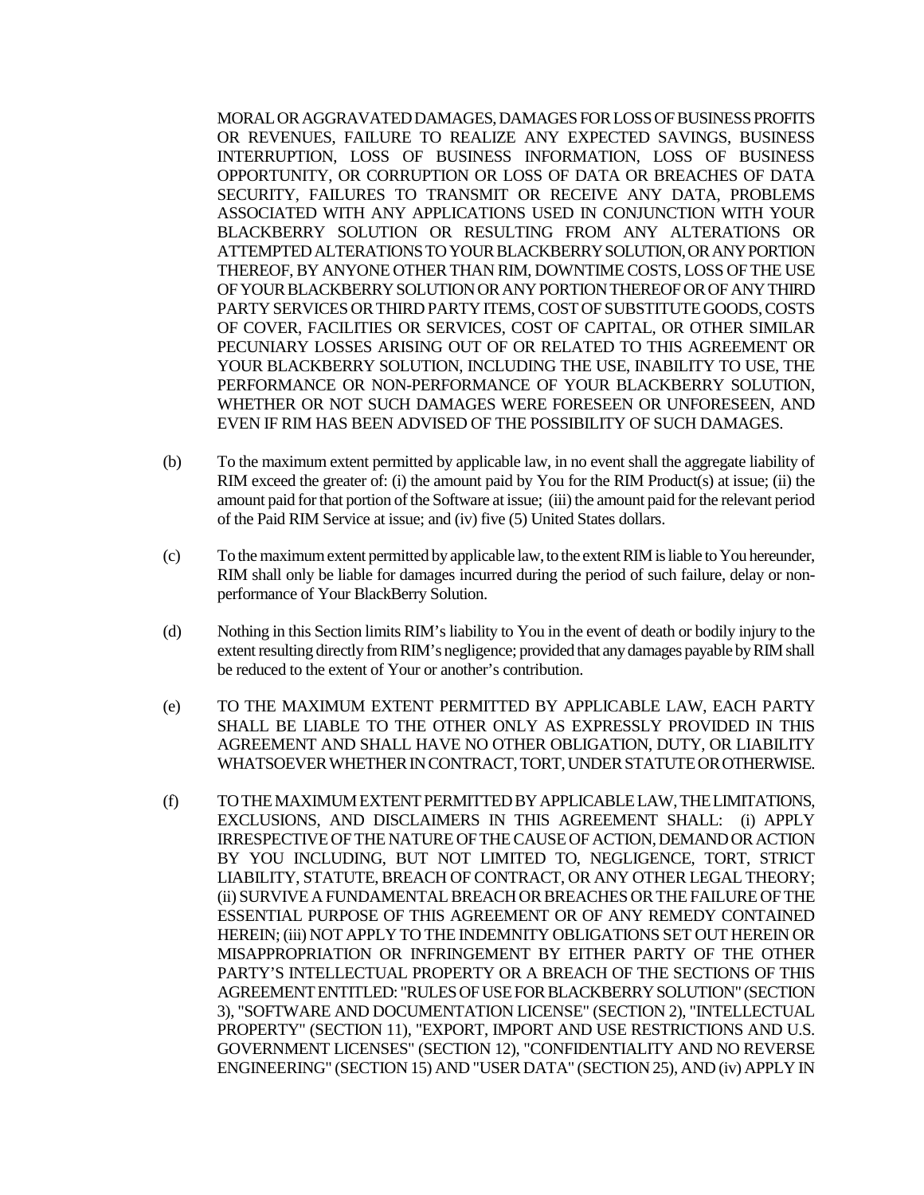MORAL OR AGGRAVATED DAMAGES, DAMAGES FOR LOSS OF BUSINESS PROFITS OR REVENUES, FAILURE TO REALIZE ANY EXPECTED SAVINGS, BUSINESS INTERRUPTION, LOSS OF BUSINESS INFORMATION, LOSS OF BUSINESS OPPORTUNITY, OR CORRUPTION OR LOSS OF DATA OR BREACHES OF DATA SECURITY, FAILURES TO TRANSMIT OR RECEIVE ANY DATA, PROBLEMS ASSOCIATED WITH ANY APPLICATIONS USED IN CONJUNCTION WITH YOUR BLACKBERRY SOLUTION OR RESULTING FROM ANY ALTERATIONS OR ATTEMPTED ALTERATIONS TO YOUR BLACKBERRY SOLUTION, OR ANY PORTION THEREOF, BY ANYONE OTHER THAN RIM, DOWNTIME COSTS, LOSS OF THE USE OF YOUR BLACKBERRY SOLUTION OR ANY PORTION THEREOF OR OF ANY THIRD PARTY SERVICES OR THIRD PARTY ITEMS, COST OF SUBSTITUTE GOODS, COSTS OF COVER, FACILITIES OR SERVICES, COST OF CAPITAL, OR OTHER SIMILAR PECUNIARY LOSSES ARISING OUT OF OR RELATED TO THIS AGREEMENT OR YOUR BLACKBERRY SOLUTION, INCLUDING THE USE, INABILITY TO USE, THE PERFORMANCE OR NON-PERFORMANCE OF YOUR BLACKBERRY SOLUTION, WHETHER OR NOT SUCH DAMAGES WERE FORESEEN OR UNFORESEEN, AND EVEN IF RIM HAS BEEN ADVISED OF THE POSSIBILITY OF SUCH DAMAGES.

(b) To the maximum extent permitted by applicable law, in no event shall the aggregate liability of RIM exceed the greater of: (i) the amount paid by You for the RIM Product(s) at issue; (ii) the amount paid for that portion of the Software at issue; (iii) the amount paid for the relevant period of the Paid RIM Service at issue; and (iv) five (5) United States dollars.

(c) To the maximum extent permitted by applicable law, to the extent RIM is liable to You hereunder, RIM shall only be liable for damages incurred during the period of such failure, delay or non-performance of Your BlackBerry Solution.

(d) Nothing in this Section limits RIM's liability to You in the event of death or bodily injury to the extent resulting directly from RIM's negligence; provided that any damages payable by RIM shall be reduced to the extent of Your or another's contribution.

(e) TO THE MAXIMUM EXTENT PERMITTED BY APPLICABLE LAW, EACH PARTY SHALL BE LIABLE TO THE OTHER ONLY AS EXPRESSLY PROVIDED IN THIS AGREEMENT AND SHALL HAVE NO OTHER OBLIGATION, DUTY, OR LIABILITY WHATSOEVER WHETHER IN CONTRACT, TORT, UNDER STATUTE OR OTHERWISE.

(f) TO THE MAXIMUM EXTENT PERMITTED BY APPLICABLE LAW, THE LIMITATIONS, EXCLUSIONS, AND DISCLAIMERS IN THIS AGREEMENT SHALL: (i) APPLY IRRESPECTIVE OF THE NATURE OF THE CAUSE OF ACTION, DEMAND OR ACTION BY YOU INCLUDING, BUT NOT LIMITED TO, NEGLIGENCE, TORT, STRICT LIABILITY, STATUTE, BREACH OF CONTRACT, OR ANY OTHER LEGAL THEORY; (ii) SURVIVE A FUNDAMENTAL BREACH OR BREACHES OR THE FAILURE OF THE ESSENTIAL PURPOSE OF THIS AGREEMENT OR OF ANY REMEDY CONTAINED HEREIN; (iii) NOT APPLY TO THE INDEMNITY OBLIGATIONS SET OUT HEREIN OR MISAPPROPRIATION OR INFRINGEMENT BY EITHER PARTY OF THE OTHER PARTY'S INTELLECTUAL PROPERTY OR A BREACH OF THE SECTIONS OF THIS AGREEMENT ENTITLED: "RULES OF USE FOR BLACKBERRY SOLUTION" (SECTION 3), "SOFTWARE AND DOCUMENTATION LICENSE" (SECTION 2), "INTELLECTUAL PROPERTY" (SECTION 11), "EXPORT, IMPORT AND USE RESTRICTIONS AND U.S. GOVERNMENT LICENSES" (SECTION 12), "CONFIDENTIALITY AND NO REVERSE ENGINEERING" (SECTION 15) AND "USER DATA" (SECTION 25), AND (iv) APPLY IN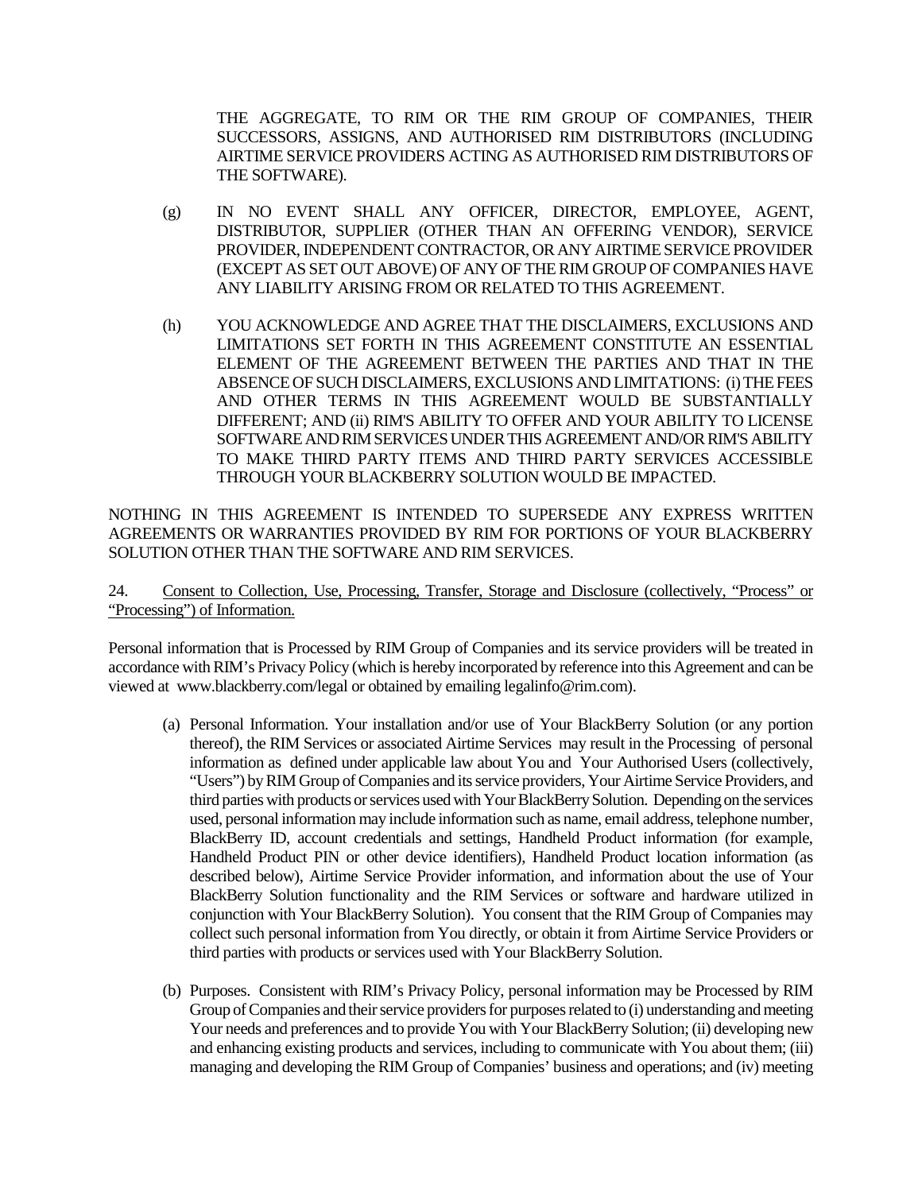THE AGGREGATE, TO RIM OR THE RIM GROUP OF COMPANIES, THEIR SUCCESSORS, ASSIGNS, AND AUTHORISED RIM DISTRIBUTORS (INCLUDING AIRTIME SERVICE PROVIDERS ACTING AS AUTHORISED RIM DISTRIBUTORS OF THE SOFTWARE).

(g) IN NO EVENT SHALL ANY OFFICER, DIRECTOR, EMPLOYEE, AGENT, DISTRIBUTOR, SUPPLIER (OTHER THAN AN OFFERING VENDOR), SERVICE PROVIDER, INDEPENDENT CONTRACTOR, OR ANY AIRTIME SERVICE PROVIDER (EXCEPT AS SET OUT ABOVE) OF ANY OF THE RIM GROUP OF COMPANIES HAVE ANY LIABILITY ARISING FROM OR RELATED TO THIS AGREEMENT.

(h) YOU ACKNOWLEDGE AND AGREE THAT THE DISCLAIMERS, EXCLUSIONS AND LIMITATIONS SET FORTH IN THIS AGREEMENT CONSTITUTE AN ESSENTIAL ELEMENT OF THE AGREEMENT BETWEEN THE PARTIES AND THAT IN THE ABSENCE OF SUCH DISCLAIMERS, EXCLUSIONS AND LIMITATIONS: (i) THE FEES AND OTHER TERMS IN THIS AGREEMENT WOULD BE SUBSTANTIALLY DIFFERENT; AND (ii) RIM'S ABILITY TO OFFER AND YOUR ABILITY TO LICENSE SOFTWARE AND RIM SERVICES UNDER THIS AGREEMENT AND/OR RIM'S ABILITY TO MAKE THIRD PARTY ITEMS AND THIRD PARTY SERVICES ACCESSIBLE THROUGH YOUR BLACKBERRY SOLUTION WOULD BE IMPACTED.

NOTHING IN THIS AGREEMENT IS INTENDED TO SUPERSEDE ANY EXPRESS WRITTEN AGREEMENTS OR WARRANTIES PROVIDED BY RIM FOR PORTIONS OF YOUR BLACKBERRY SOLUTION OTHER THAN THE SOFTWARE AND RIM SERVICES.

24. Consent to Collection, Use, Processing, Transfer, Storage and Disclosure (collectively, "Process" or "Processing") of Information.

Personal information that is Processed by RIM Group of Companies and its service providers will be treated in accordance with RIM's Privacy Policy (which is hereby incorporated by reference into this Agreement and can be viewed at www.blackberry.com/legal or obtained by emailing legalinfo@rim.com).

(a) Personal Information. Your installation and/or use of Your BlackBerry Solution (or any portion thereof), the RIM Services or associated Airtime Services may result in the Processing of personal information as defined under applicable law about You and Your Authorised Users (collectively, "Users") by RIM Group of Companies and its service providers, Your Airtime Service Providers, and third parties with products or services used with Your BlackBerry Solution. Depending on the services used, personal information may include information such as name, email address, telephone number, BlackBerry ID, account credentials and settings, Handheld Product information (for example, Handheld Product PIN or other device identifiers), Handheld Product location information (as described below), Airtime Service Provider information, and information about the use of Your BlackBerry Solution functionality and the RIM Services or software and hardware utilized in conjunction with Your BlackBerry Solution). You consent that the RIM Group of Companies may collect such personal information from You directly, or obtain it from Airtime Service Providers or third parties with products or services used with Your BlackBerry Solution.

(b) Purposes. Consistent with RIM's Privacy Policy, personal information may be Processed by RIM Group of Companies and their service providers for purposes related to (i) understanding and meeting Your needs and preferences and to provide You with Your BlackBerry Solution; (ii) developing new and enhancing existing products and services, including to communicate with You about them; (iii) managing and developing the RIM Group of Companies' business and operations; and (iv) meeting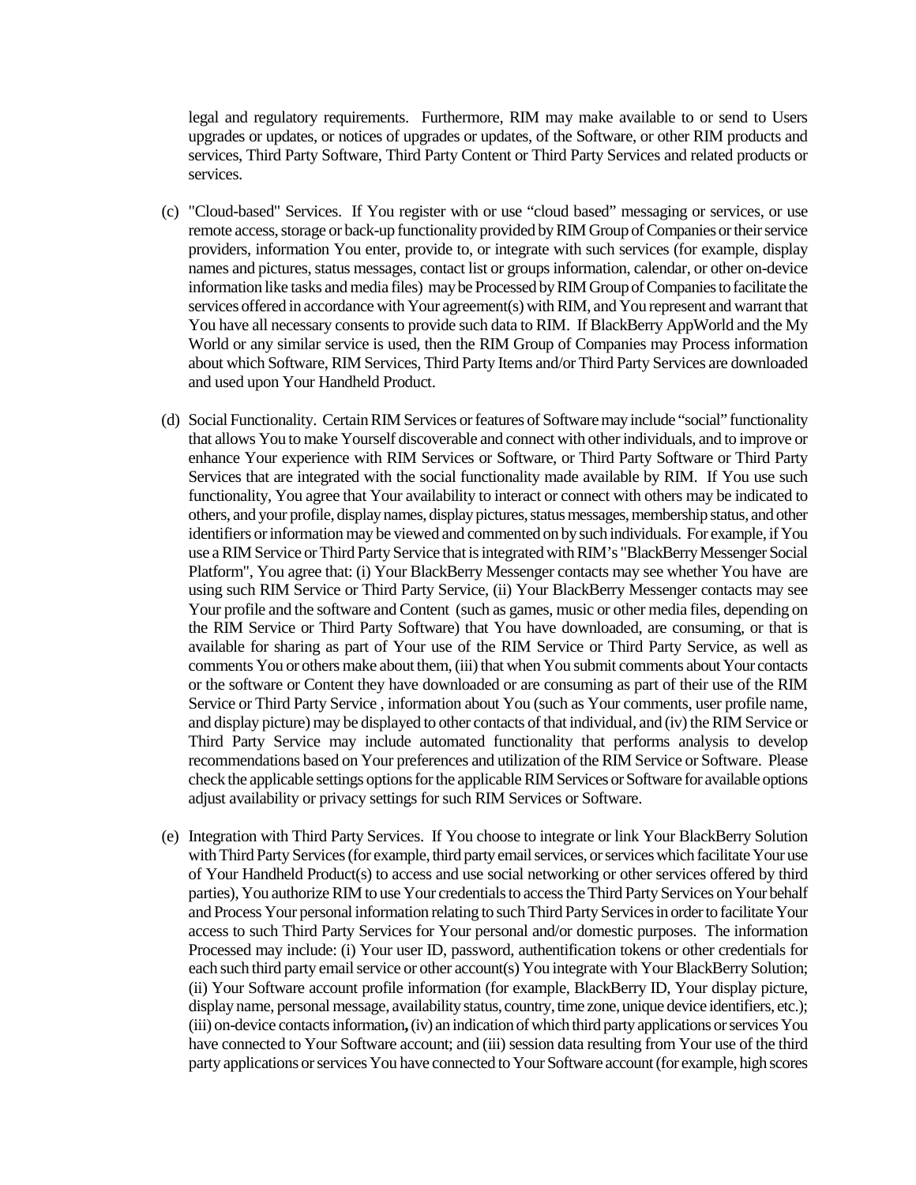legal and regulatory requirements. Furthermore, RIM may make available to or send to Users upgrades or updates, or notices of upgrades or updates, of the Software, or other RIM products and services, Third Party Software, Third Party Content or Third Party Services and related products or services.

(c) "Cloud-based" Services. If You register with or use "cloud based" messaging or services, or use remote access, storage or back-up functionality provided by RIM Group of Companies or their service providers, information You enter, provide to, or integrate with such services (for example, display names and pictures, status messages, contact list or groups information, calendar, or other on-device information like tasks and media files) may be Processed by RIM Group of Companies to facilitate the services offered in accordance with Your agreement(s) with RIM, and You represent and warrant that You have all necessary consents to provide such data to RIM. If BlackBerry AppWorld and the My World or any similar service is used, then the RIM Group of Companies may Process information about which Software, RIM Services, Third Party Items and/or Third Party Services are downloaded and used upon Your Handheld Product.

(d) Social Functionality. Certain RIM Services or features of Software may include "social" functionality that allows You to make Yourself discoverable and connect with other individuals, and to improve or enhance Your experience with RIM Services or Software, or Third Party Software or Third Party Services that are integrated with the social functionality made available by RIM. If You use such functionality, You agree that Your availability to interact or connect with others may be indicated to others, and your profile, display names, display pictures, status messages, membership status, and other identifiers or information may be viewed and commented on by such individuals. For example, if You use a RIM Service or Third Party Service that is integrated with RIM's "BlackBerry Messenger Social Platform", You agree that: (i) Your BlackBerry Messenger contacts may see whether You have are using such RIM Service or Third Party Service, (ii) Your BlackBerry Messenger contacts may see Your profile and the software and Content (such as games, music or other media files, depending on the RIM Service or Third Party Software) that You have downloaded, are consuming, or that is available for sharing as part of Your use of the RIM Service or Third Party Service, as well as comments You or others make about them, (iii) that when You submit comments about Your contacts or the software or Content they have downloaded or are consuming as part of their use of the RIM Service or Third Party Service , information about You (such as Your comments, user profile name, and display picture) may be displayed to other contacts of that individual, and (iv) the RIM Service or Third Party Service may include automated functionality that performs analysis to develop recommendations based on Your preferences and utilization of the RIM Service or Software. Please check the applicable settings options for the applicable RIM Services or Software for available options adjust availability or privacy settings for such RIM Services or Software.

(e) Integration with Third Party Services. If You choose to integrate or link Your BlackBerry Solution with Third Party Services (for example, third party email services, or services which facilitate Your use of Your Handheld Product(s) to access and use social networking or other services offered by third parties), You authorize RIM to use Your credentials to access the Third Party Services on Your behalf and Process Your personal information relating to such Third Party Services in order to facilitate Your access to such Third Party Services for Your personal and/or domestic purposes. The information Processed may include: (i) Your user ID, password, authentification tokens or other credentials for each such third party email service or other account(s) You integrate with Your BlackBerry Solution; (ii) Your Software account profile information (for example, BlackBerry ID, Your display picture, display name, personal message, availability status, country, time zone, unique device identifiers, etc.); (iii) on-device contacts information**,** (iv) an indication of which third party applications or services You have connected to Your Software account; and (iii) session data resulting from Your use of the third party applications or services You have connected to Your Software account (for example, high scores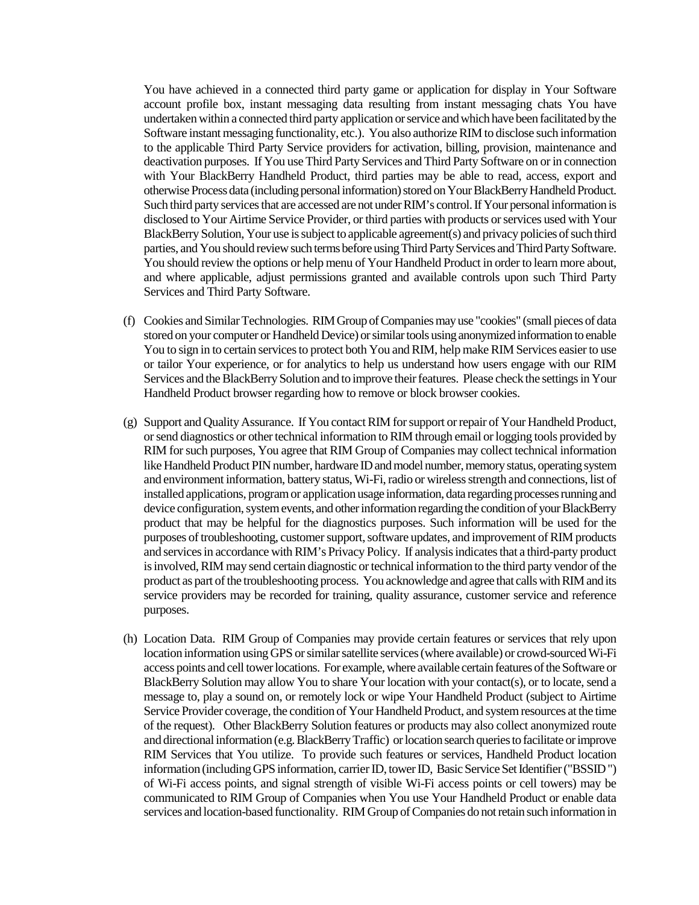You have achieved in a connected third party game or application for display in Your Software account profile box, instant messaging data resulting from instant messaging chats You have undertaken within a connected third party application or service and which have been facilitated by the Software instant messaging functionality, etc.). You also authorize RIM to disclose such information to the applicable Third Party Service providers for activation, billing, provision, maintenance and deactivation purposes. If You use Third Party Services and Third Party Software on or in connection with Your BlackBerry Handheld Product, third parties may be able to read, access, export and otherwise Process data (including personal information) stored on Your BlackBerry Handheld Product. Such third party services that are accessed are not under RIM's control. If Your personal information is disclosed to Your Airtime Service Provider, or third parties with products or services used with Your BlackBerry Solution, Your use is subject to applicable agreement(s) and privacy policies of such third parties, and You should review such terms before using Third Party Services and Third Party Software. You should review the options or help menu of Your Handheld Product in order to learn more about, and where applicable, adjust permissions granted and available controls upon such Third Party Services and Third Party Software.

(f) Cookies and Similar Technologies. RIM Group of Companies may use "cookies" (small pieces of data stored on your computer or Handheld Device) or similar tools using anonymized information to enable You to sign in to certain services to protect both You and RIM, help make RIM Services easier to use or tailor Your experience, or for analytics to help us understand how users engage with our RIM Services and the BlackBerry Solution and to improve their features. Please check the settings in Your Handheld Product browser regarding how to remove or block browser cookies.

(g) Support and Quality Assurance. If You contact RIM for support or repair of Your Handheld Product, or send diagnostics or other technical information to RIM through email or logging tools provided by RIM for such purposes, You agree that RIM Group of Companies may collect technical information like Handheld Product PIN number, hardware ID and model number, memory status, operating system and environment information, battery status, Wi-Fi, radio or wireless strength and connections, list of installed applications, program or application usage information, data regarding processes running and device configuration, system events, and other information regarding the condition of your BlackBerry product that may be helpful for the diagnostics purposes. Such information will be used for the purposes of troubleshooting, customer support, software updates, and improvement of RIM products and services in accordance with RIM's Privacy Policy. If analysis indicates that a third-party product is involved, RIM may send certain diagnostic or technical information to the third party vendor of the product as part of the troubleshooting process. You acknowledge and agree that calls with RIM and its service providers may be recorded for training, quality assurance, customer service and reference purposes.

(h) Location Data. RIM Group of Companies may provide certain features or services that rely upon location information using GPS or similar satellite services (where available) or crowd-sourced Wi-Fi access points and cell tower locations. For example, where available certain features of the Software or BlackBerry Solution may allow You to share Your location with your contact(s), or to locate, send a message to, play a sound on, or remotely lock or wipe Your Handheld Product (subject to Airtime Service Provider coverage, the condition of Your Handheld Product, and system resources at the time of the request). Other BlackBerry Solution features or products may also collect anonymized route and directional information (e.g. BlackBerry Traffic) or location search queries to facilitate or improve RIM Services that You utilize. To provide such features or services, Handheld Product location information (including GPS information, carrier ID, tower ID, Basic Service Set Identifier ("BSSID") of Wi-Fi access points, and signal strength of visible Wi-Fi access points or cell towers) may be communicated to RIM Group of Companies when You use Your Handheld Product or enable data services and location-based functionality. RIM Group of Companies do not retain such information in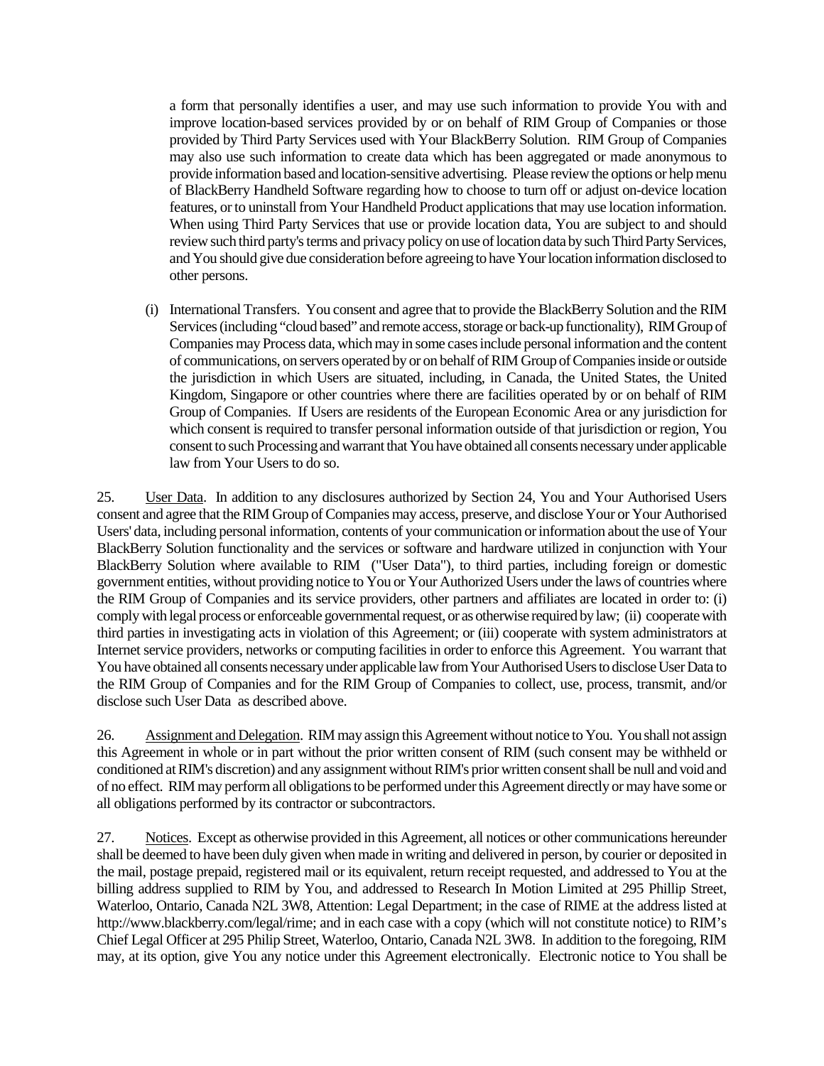a form that personally identifies a user, and may use such information to provide You with and improve location-based services provided by or on behalf of RIM Group of Companies or those provided by Third Party Services used with Your BlackBerry Solution. RIM Group of Companies may also use such information to create data which has been aggregated or made anonymous to provide information based and location-sensitive advertising. Please review the options or help menu of BlackBerry Handheld Software regarding how to choose to turn off or adjust on-device location features, or to uninstall from Your Handheld Product applications that may use location information. When using Third Party Services that use or provide location data, You are subject to and should review such third party's terms and privacy policy on use of location data by such Third Party Services, and You should give due consideration before agreeing to have Your location information disclosed to other persons.

(i) International Transfers. You consent and agree that to provide the BlackBerry Solution and the RIM Services (including "cloud based" and remote access, storage or back-up functionality), RIM Group of Companies may Process data, which may in some cases include personal information and the content of communications, on servers operated by or on behalf of RIM Group of Companies inside or outside the jurisdiction in which Users are situated, including, in Canada, the United States, the United Kingdom, Singapore or other countries where there are facilities operated by or on behalf of RIM Group of Companies. If Users are residents of the European Economic Area or any jurisdiction for which consent is required to transfer personal information outside of that jurisdiction or region, You consent to such Processing and warrant that You have obtained all consents necessary under applicable law from Your Users to do so.

25. User Data. In addition to any disclosures authorized by Section 24, You and Your Authorised Users consent and agree that the RIM Group of Companies may access, preserve, and disclose Your or Your Authorised Users' data, including personal information, contents of your communication or information about the use of Your BlackBerry Solution functionality and the services or software and hardware utilized in conjunction with Your BlackBerry Solution where available to RIM ("User Data"), to third parties, including foreign or domestic government entities, without providing notice to You or Your Authorized Users under the laws of countries where the RIM Group of Companies and its service providers, other partners and affiliates are located in order to: (i) comply with legal process or enforceable governmental request, or as otherwise required by law; (ii) cooperate with third parties in investigating acts in violation of this Agreement; or (iii) cooperate with system administrators at Internet service providers, networks or computing facilities in order to enforce this Agreement. You warrant that You have obtained all consents necessary under applicable law from Your Authorised Users to disclose User Data to the RIM Group of Companies and for the RIM Group of Companies to collect, use, process, transmit, and/or disclose such User Data as described above.

26. Assignment and Delegation. RIM may assign this Agreement without notice to You. You shall not assign this Agreement in whole or in part without the prior written consent of RIM (such consent may be withheld or conditioned at RIM's discretion) and any assignment without RIM's prior written consent shall be null and void and of no effect. RIM may perform all obligations to be performed under this Agreement directly or may have some or all obligations performed by its contractor or subcontractors.

27. Notices. Except as otherwise provided in this Agreement, all notices or other communications hereunder shall be deemed to have been duly given when made in writing and delivered in person, by courier or deposited in the mail, postage prepaid, registered mail or its equivalent, return receipt requested, and addressed to You at the billing address supplied to RIM by You, and addressed to Research In Motion Limited at 295 Phillip Street, Waterloo, Ontario, Canada N2L 3W8, Attention: Legal Department; in the case of RIME at the address listed at http://www.blackberry.com/legal/rime; and in each case with a copy (which will not constitute notice) to RIM's Chief Legal Officer at 295 Philip Street, Waterloo, Ontario, Canada N2L 3W8. In addition to the foregoing, RIM may, at its option, give You any notice under this Agreement electronically. Electronic notice to You shall be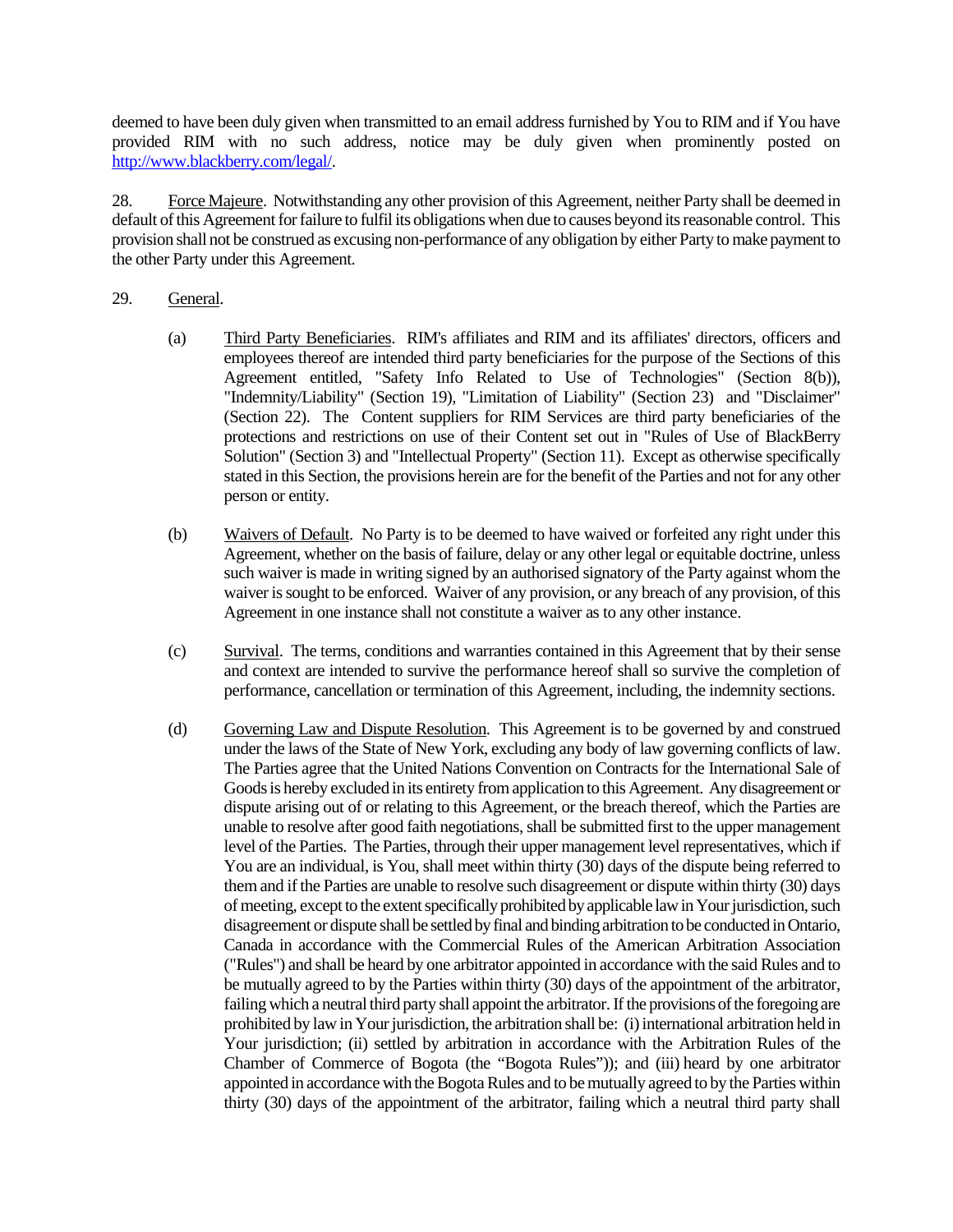deemed to have been duly given when transmitted to an email address furnished by You to RIM and if You have provided RIM with no such address, notice may be duly given when prominently posted on http://www.blackberry.com/legal/.

28. Force Majeure. Notwithstanding any other provision of this Agreement, neither Party shall be deemed in default of this Agreement for failure to fulfil its obligations when due to causes beyond its reasonable control. This provision shall not be construed as excusing non-performance of any obligation by either Party to make payment to the other Party under this Agreement.

29. General.

(a) Third Party Beneficiaries. RIM's affiliates and RIM and its affiliates' directors, officers and employees thereof are intended third party beneficiaries for the purpose of the Sections of this Agreement entitled, "Safety Info Related to Use of Technologies" (Section 8(b)), "Indemnity/Liability" (Section 19), "Limitation of Liability" (Section 23) and "Disclaimer" (Section 22). The Content suppliers for RIM Services are third party beneficiaries of the protections and restrictions on use of their Content set out in "Rules of Use of BlackBerry Solution" (Section 3) and "Intellectual Property" (Section 11). Except as otherwise specifically stated in this Section, the provisions herein are for the benefit of the Parties and not for any other person or entity.

(b) Waivers of Default. No Party is to be deemed to have waived or forfeited any right under this Agreement, whether on the basis of failure, delay or any other legal or equitable doctrine, unless such waiver is made in writing signed by an authorised signatory of the Party against whom the waiver is sought to be enforced. Waiver of any provision, or any breach of any provision, of this Agreement in one instance shall not constitute a waiver as to any other instance.

(c) Survival. The terms, conditions and warranties contained in this Agreement that by their sense and context are intended to survive the performance hereof shall so survive the completion of performance, cancellation or termination of this Agreement, including, the indemnity sections.

(d) Governing Law and Dispute Resolution. This Agreement is to be governed by and construed under the laws of the State of New York, excluding any body of law governing conflicts of law. The Parties agree that the United Nations Convention on Contracts for the International Sale of Goods is hereby excluded in its entirety from application to this Agreement. Any disagreement or dispute arising out of or relating to this Agreement, or the breach thereof, which the Parties are unable to resolve after good faith negotiations, shall be submitted first to the upper management level of the Parties. The Parties, through their upper management level representatives, which if You are an individual, is You, shall meet within thirty (30) days of the dispute being referred to them and if the Parties are unable to resolve such disagreement or dispute within thirty (30) days of meeting, except to the extent specifically prohibited by applicable law in Your jurisdiction, such disagreement or dispute shall be settled by final and binding arbitration to be conducted in Ontario, Canada in accordance with the Commercial Rules of the American Arbitration Association ("Rules") and shall be heard by one arbitrator appointed in accordance with the said Rules and to be mutually agreed to by the Parties within thirty (30) days of the appointment of the arbitrator, failing which a neutral third party shall appoint the arbitrator. If the provisions of the foregoing are prohibited by law in Your jurisdiction, the arbitration shall be: (i) international arbitration held in Your jurisdiction; (ii) settled by arbitration in accordance with the Arbitration Rules of the Chamber of Commerce of Bogota (the "Bogota Rules")); and (iii) heard by one arbitrator appointed in accordance with the Bogota Rules and to be mutually agreed to by the Parties within thirty (30) days of the appointment of the arbitrator, failing which a neutral third party shall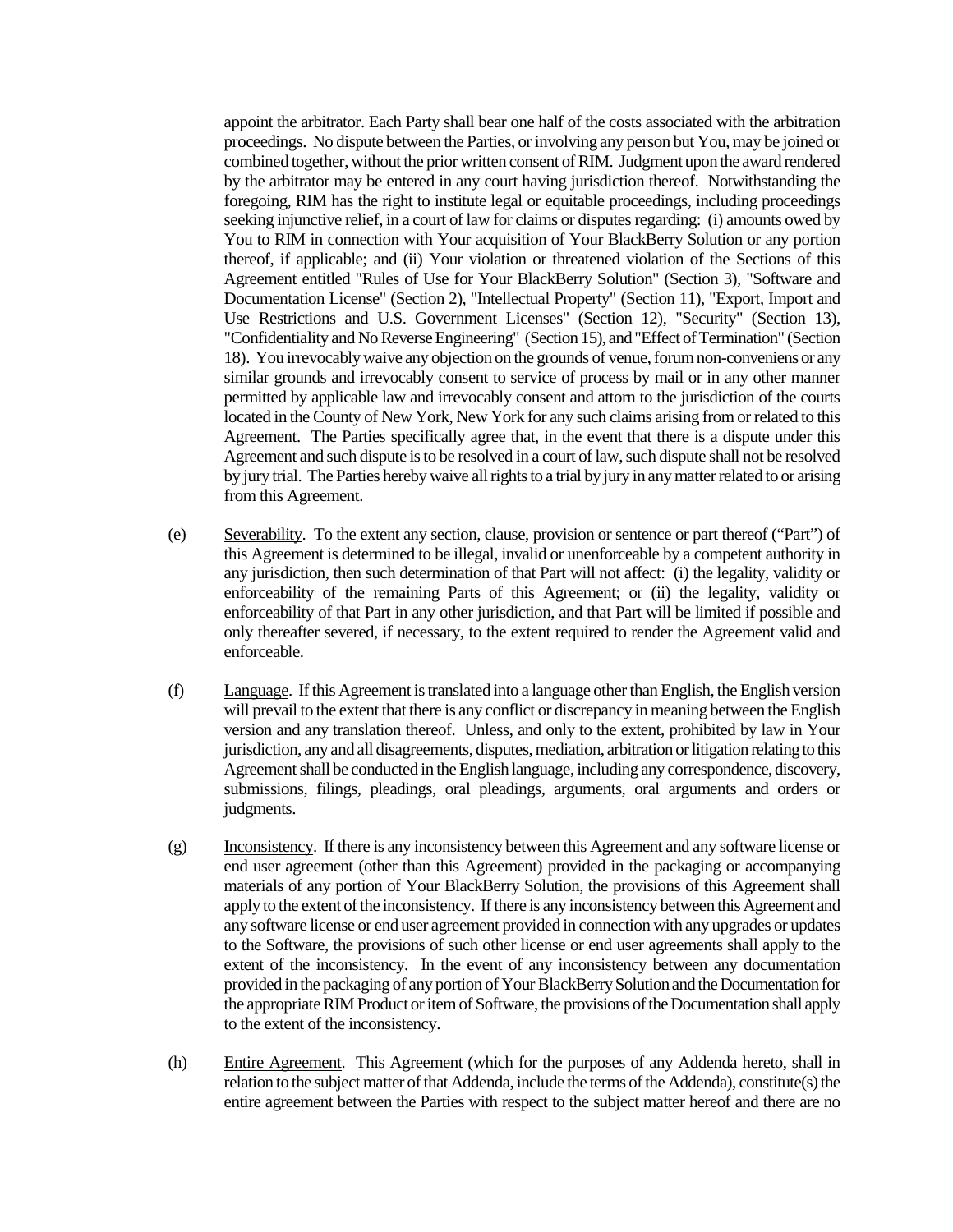appoint the arbitrator. Each Party shall bear one half of the costs associated with the arbitration proceedings. No dispute between the Parties, or involving any person but You, may be joined or combined together, without the prior written consent of RIM. Judgment upon the award rendered by the arbitrator may be entered in any court having jurisdiction thereof. Notwithstanding the foregoing, RIM has the right to institute legal or equitable proceedings, including proceedings seeking injunctive relief, in a court of law for claims or disputes regarding: (i) amounts owed by You to RIM in connection with Your acquisition of Your BlackBerry Solution or any portion thereof, if applicable; and (ii) Your violation or threatened violation of the Sections of this Agreement entitled "Rules of Use for Your BlackBerry Solution" (Section 3), "Software and Documentation License" (Section 2), "Intellectual Property" (Section 11), "Export, Import and Use Restrictions and U.S. Government Licenses" (Section 12), "Security" (Section 13), "Confidentiality and No Reverse Engineering" (Section 15), and "Effect of Termination" (Section 18). You irrevocably waive any objection on the grounds of venue, forum non-conveniens or any similar grounds and irrevocably consent to service of process by mail or in any other manner permitted by applicable law and irrevocably consent and attorn to the jurisdiction of the courts located in the County of New York, New York for any such claims arising from or related to this Agreement. The Parties specifically agree that, in the event that there is a dispute under this Agreement and such dispute is to be resolved in a court of law, such dispute shall not be resolved by jury trial. The Parties hereby waive all rights to a trial by jury in any matter related to or arising from this Agreement.

(e) Severability. To the extent any section, clause, provision or sentence or part thereof ("Part") of this Agreement is determined to be illegal, invalid or unenforceable by a competent authority in any jurisdiction, then such determination of that Part will not affect: (i) the legality, validity or enforceability of the remaining Parts of this Agreement; or (ii) the legality, validity or enforceability of that Part in any other jurisdiction, and that Part will be limited if possible and only thereafter severed, if necessary, to the extent required to render the Agreement valid and enforceable.

(f) Language. If this Agreement is translated into a language other than English, the English version will prevail to the extent that there is any conflict or discrepancy in meaning between the English version and any translation thereof. Unless, and only to the extent, prohibited by law in Your jurisdiction, any and all disagreements, disputes, mediation, arbitration or litigation relating to this Agreement shall be conducted in the English language, including any correspondence, discovery, submissions, filings, pleadings, oral pleadings, arguments, oral arguments and orders or judgments.

(g) Inconsistency. If there is any inconsistency between this Agreement and any software license or end user agreement (other than this Agreement) provided in the packaging or accompanying materials of any portion of Your BlackBerry Solution, the provisions of this Agreement shall apply to the extent of the inconsistency. If there is any inconsistency between this Agreement and any software license or end user agreement provided in connection with any upgrades or updates to the Software, the provisions of such other license or end user agreements shall apply to the extent of the inconsistency. In the event of any inconsistency between any documentation provided in the packaging of any portion of Your BlackBerry Solution and the Documentation for the appropriate RIM Product or item of Software, the provisions of the Documentation shall apply to the extent of the inconsistency.

(h) Entire Agreement. This Agreement (which for the purposes of any Addenda hereto, shall in relation to the subject matter of that Addenda, include the terms of the Addenda), constitute(s) the entire agreement between the Parties with respect to the subject matter hereof and there are no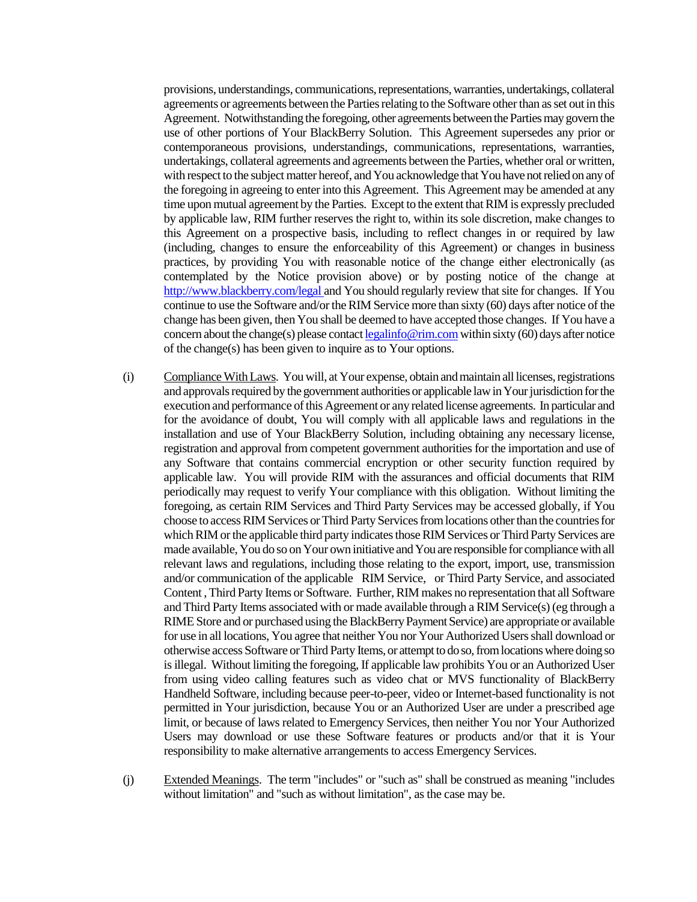provisions, understandings, communications, representations, warranties, undertakings, collateral agreements or agreements between the Parties relating to the Software other than as set out in this Agreement. Notwithstanding the foregoing, other agreements between the Parties may govern the use of other portions of Your BlackBerry Solution. This Agreement supersedes any prior or contemporaneous provisions, understandings, communications, representations, warranties, undertakings, collateral agreements and agreements between the Parties, whether oral or written, with respect to the subject matter hereof, and You acknowledge that You have not relied on any of the foregoing in agreeing to enter into this Agreement. This Agreement may be amended at any time upon mutual agreement by the Parties. Except to the extent that RIM is expressly precluded by applicable law, RIM further reserves the right to, within its sole discretion, make changes to this Agreement on a prospective basis, including to reflect changes in or required by law (including, changes to ensure the enforceability of this Agreement) or changes in business practices, by providing You with reasonable notice of the change either electronically (as contemplated by the Notice provision above) or by posting notice of the change at http://www.blackberry.com/legal and You should regularly review that site for changes. If You continue to use the Software and/or the RIM Service more than sixty (60) days after notice of the change has been given, then You shall be deemed to have accepted those changes. If You have a concern about the change(s) please contact legalinfo@rim.com within sixty (60) days after notice of the change(s) has been given to inquire as to Your options.

(i) Compliance With Laws. You will, at Your expense, obtain and maintain all licenses, registrations and approvals required by the government authorities or applicable law in Your jurisdiction for the execution and performance of this Agreement or any related license agreements. In particular and for the avoidance of doubt, You will comply with all applicable laws and regulations in the installation and use of Your BlackBerry Solution, including obtaining any necessary license, registration and approval from competent government authorities for the importation and use of any Software that contains commercial encryption or other security function required by applicable law. You will provide RIM with the assurances and official documents that RIM periodically may request to verify Your compliance with this obligation. Without limiting the foregoing, as certain RIM Services and Third Party Services may be accessed globally, if You choose to access RIM Services or Third Party Services from locations other than the countries for which RIM or the applicable third party indicates those RIM Services or Third Party Services are made available, You do so on Your own initiative and You are responsible for compliance with all relevant laws and regulations, including those relating to the export, import, use, transmission and/or communication of the applicable RIM Service, or Third Party Service, and associated Content , Third Party Items or Software. Further, RIM makes no representation that all Software and Third Party Items associated with or made available through a RIM Service(s) (eg through a RIME Store and or purchased using the BlackBerry Payment Service) are appropriate or available for use in all locations, You agree that neither You nor Your Authorized Users shall download or otherwise access Software or Third Party Items, or attempt to do so, from locations where doing so is illegal. Without limiting the foregoing, If applicable law prohibits You or an Authorized User from using video calling features such as video chat or MVS functionality of BlackBerry Handheld Software, including because peer-to-peer, video or Internet-based functionality is not permitted in Your jurisdiction, because You or an Authorized User are under a prescribed age limit, or because of laws related to Emergency Services, then neither You nor Your Authorized Users may download or use these Software features or products and/or that it is Your responsibility to make alternative arrangements to access Emergency Services.

(j) Extended Meanings. The term "includes" or "such as" shall be construed as meaning "includes without limitation" and "such as without limitation", as the case may be.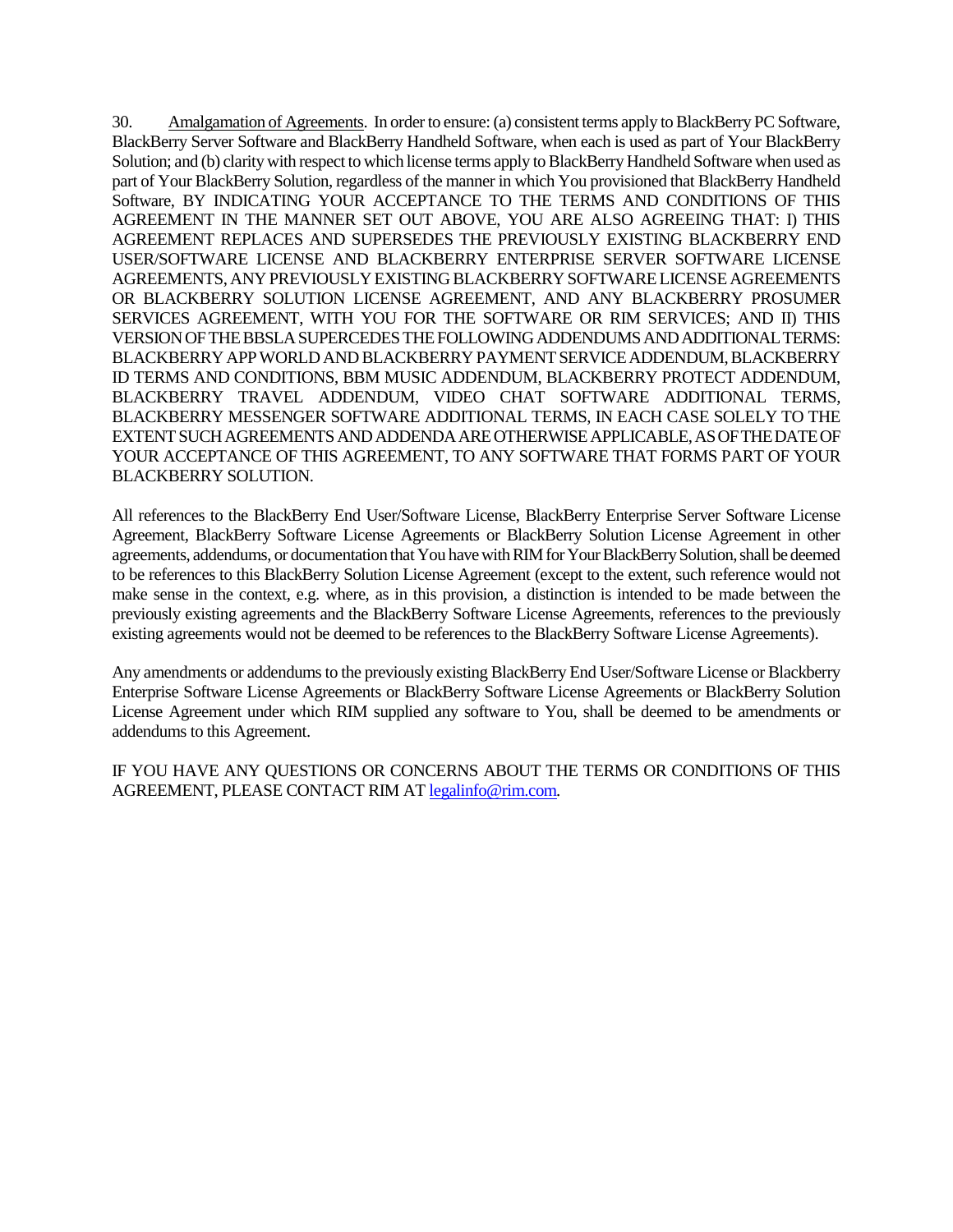30. Amalgamation of Agreements. In order to ensure: (a) consistent terms apply to BlackBerry PC Software, BlackBerry Server Software and BlackBerry Handheld Software, when each is used as part of Your BlackBerry Solution; and (b) clarity with respect to which license terms apply to BlackBerry Handheld Software when used as part of Your BlackBerry Solution, regardless of the manner in which You provisioned that BlackBerry Handheld Software, BY INDICATING YOUR ACCEPTANCE TO THE TERMS AND CONDITIONS OF THIS AGREEMENT IN THE MANNER SET OUT ABOVE, YOU ARE ALSO AGREEING THAT: I) THIS AGREEMENT REPLACES AND SUPERSEDES THE PREVIOUSLY EXISTING BLACKBERRY END USER/SOFTWARE LICENSE AND BLACKBERRY ENTERPRISE SERVER SOFTWARE LICENSE AGREEMENTS, ANY PREVIOUSLY EXISTING BLACKBERRY SOFTWARE LICENSE AGREEMENTS OR BLACKBERRY SOLUTION LICENSE AGREEMENT, AND ANY BLACKBERRY PROSUMER SERVICES AGREEMENT, WITH YOU FOR THE SOFTWARE OR RIM SERVICES; AND II) THIS VERSION OF THE BBSLA SUPERCEDES THE FOLLOWING ADDENDUMS AND ADDITIONAL TERMS: BLACKBERRY APP WORLD AND BLACKBERRY PAYMENT SERVICE ADDENDUM, BLACKBERRY ID TERMS AND CONDITIONS, BBM MUSIC ADDENDUM, BLACKBERRY PROTECT ADDENDUM, BLACKBERRY TRAVEL ADDENDUM, VIDEO CHAT SOFTWARE ADDITIONAL TERMS, BLACKBERRY MESSENGER SOFTWARE ADDITIONAL TERMS, IN EACH CASE SOLELY TO THE EXTENT SUCH AGREEMENTS AND ADDENDA ARE OTHERWISE APPLICABLE, AS OF THE DATE OF YOUR ACCEPTANCE OF THIS AGREEMENT, TO ANY SOFTWARE THAT FORMS PART OF YOUR BLACKBERRY SOLUTION.

All references to the BlackBerry End User/Software License, BlackBerry Enterprise Server Software License Agreement, BlackBerry Software License Agreements or BlackBerry Solution License Agreement in other agreements, addendums, or documentation that You have with RIM for Your BlackBerry Solution, shall be deemed to be references to this BlackBerry Solution License Agreement (except to the extent, such reference would not make sense in the context, e.g. where, as in this provision, a distinction is intended to be made between the previously existing agreements and the BlackBerry Software License Agreements, references to the previously existing agreements would not be deemed to be references to the BlackBerry Software License Agreements).

Any amendments or addendums to the previously existing BlackBerry End User/Software License or Blackberry Enterprise Software License Agreements or BlackBerry Software License Agreements or BlackBerry Solution License Agreement under which RIM supplied any software to You, shall be deemed to be amendments or addendums to this Agreement.

IF YOU HAVE ANY QUESTIONS OR CONCERNS ABOUT THE TERMS OR CONDITIONS OF THIS AGREEMENT, PLEASE CONTACT RIM AT legalinfo@rim.com.